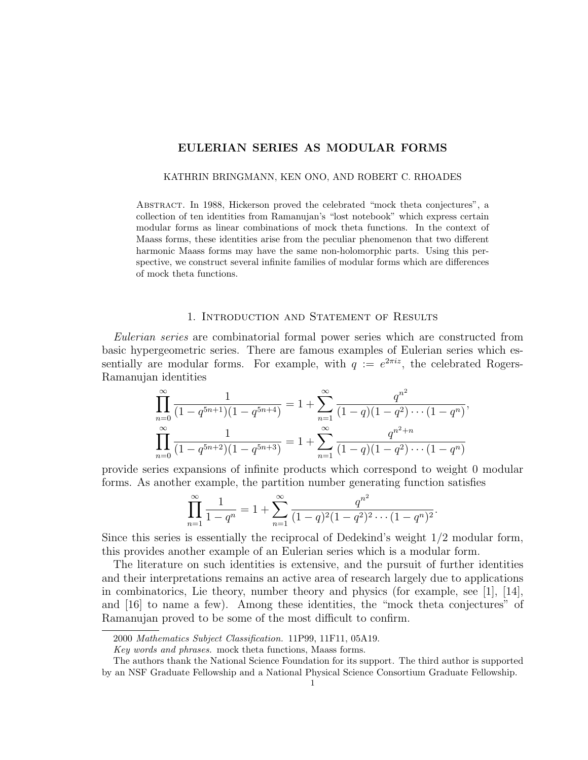# EULERIAN SERIES AS MODULAR FORMS

KATHRIN BRINGMANN, KEN ONO, AND ROBERT C. RHOADES

Abstract. In 1988, Hickerson proved the celebrated "mock theta conjectures", a collection of ten identities from Ramanujan's "lost notebook" which express certain modular forms as linear combinations of mock theta functions. In the context of Maass forms, these identities arise from the peculiar phenomenon that two different harmonic Maass forms may have the same non-holomorphic parts. Using this perspective, we construct several infinite families of modular forms which are differences of mock theta functions.

## 1. Introduction and Statement of Results

*Eulerian series* are combinatorial formal power series which are constructed from basic hypergeometric series. There are famous examples of Eulerian series which essentially are modular forms. For example, with $q := e^{2\pi i z}$, the celebrated Rogers-Ramanujan identities

$$\prod_{n=0}^{\infty} \frac{1}{(1-q^{5n+1})(1-q^{5n+4})} = 1 + \sum_{n=1}^{\infty} \frac{q^{n^2}}{(1-q)(1-q^2)\cdots(1-q^n)},$$

$$\prod_{n=0}^{\infty} \frac{1}{(1-q^{5n+2})(1-q^{5n+3})} = 1 + \sum_{n=1}^{\infty} \frac{q^{n^2+n}}{(1-q)(1-q^2)\cdots(1-q^n)}$$

provide series expansions of infinite products which correspond to weight 0 modular forms. As another example, the partition number generating function satisfies

$$\prod_{n=1}^{\infty} \frac{1}{1-q^n} = 1 + \sum_{n=1}^{\infty} \frac{q^{n^2}}{(1-q)^2(1-q^2)^2\cdots(1-q^n)^2}.$$

Since this series is essentially the reciprocal of Dedekind's weight 1/2 modular form, this provides another example of an Eulerian series which is a modular form.

The literature on such identities is extensive, and the pursuit of further identities and their interpretations remains an active area of research largely due to applications in combinatorics, Lie theory, number theory and physics (for example, see [1], [14], and [16] to name a few). Among these identities, the "mock theta conjectures" of Ramanujan proved to be some of the most difficult to confirm.

---

2000 *Mathematics Subject Classification.* 11P99, 11F11, 05A19.

*Key words and phrases.* mock theta functions, Maass forms.

The authors thank the National Science Foundation for its support. The third author is supported by an NSF Graduate Fellowship and a National Physical Science Consortium Graduate Fellowship.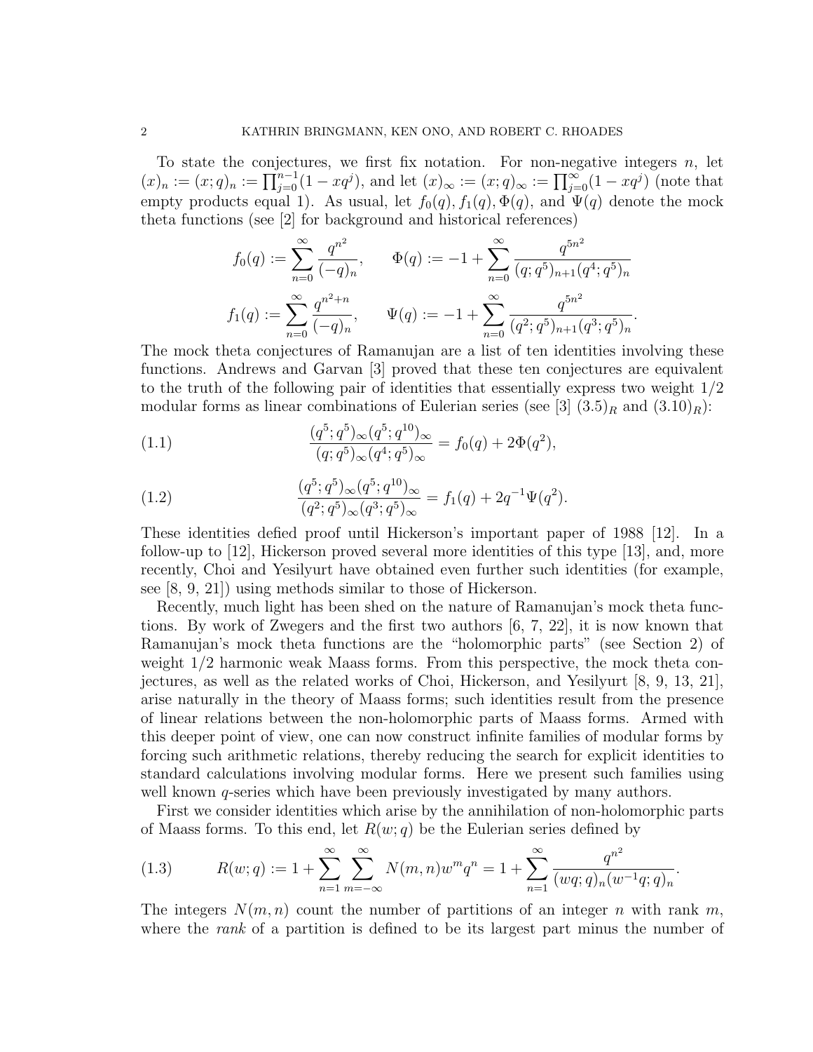To state the conjectures, we first fix notation. For non-negative integers $n$, let $(x)_n := (x;q)_n := \prod_{j=0}^{n-1}(1-xq^j)$, and let $(x)_\infty := (x;q)_\infty := \prod_{j=0}^{\infty}(1-xq^j)$ (note that empty products equal 1). As usual, let $f_0(q), f_1(q), \Phi(q)$, and $\Psi(q)$ denote the mock theta functions (see [2] for background and historical references)

$$f_0(q) := \sum_{n=0}^{\infty} \frac{q^{n^2}}{(-q)_n}, \qquad \Phi(q) := -1 + \sum_{n=0}^{\infty} \frac{q^{5n^2}}{(q;q^5)_{n+1}(q^4;q^5)_n}$$

$$f_1(q) := \sum_{n=0}^{\infty} \frac{q^{n^2+n}}{(-q)_n}, \qquad \Psi(q) := -1 + \sum_{n=0}^{\infty} \frac{q^{5n^2}}{(q^2;q^5)_{n+1}(q^3;q^5)_n}.$$

The mock theta conjectures of Ramanujan are a list of ten identities involving these functions. Andrews and Garvan [3] proved that these ten conjectures are equivalent to the truth of the following pair of identities that essentially express two weight 1/2 modular forms as linear combinations of Eulerian series (see [3] $(3.5)_R$ and $(3.10)_R$):

$$\frac{(q^5;q^5)_\infty (q^5;q^{10})_\infty}{(q;q^5)_\infty (q^4;q^5)_\infty} = f_0(q) + 2\Phi(q^2), \tag{1.1}$$

$$\frac{(q^5;q^5)_\infty (q^5;q^{10})_\infty}{(q^2;q^5)_\infty (q^3;q^5)_\infty} = f_1(q) + 2q^{-1}\Psi(q^2). \tag{1.2}$$

These identities defied proof until Hickerson's important paper of 1988 [12]. In a follow-up to [12], Hickerson proved several more identities of this type [13], and, more recently, Choi and Yesilyurt have obtained even further such identities (for example, see [8, 9, 21]) using methods similar to those of Hickerson.

Recently, much light has been shed on the nature of Ramanujan's mock theta functions. By work of Zwegers and the first two authors [6, 7, 22], it is now known that Ramanujan's mock theta functions are the "holomorphic parts" (see Section 2) of weight 1/2 harmonic weak Maass forms. From this perspective, the mock theta conjectures, as well as the related works of Choi, Hickerson, and Yesilyurt [8, 9, 13, 21], arise naturally in the theory of Maass forms; such identities result from the presence of linear relations between the non-holomorphic parts of Maass forms. Armed with this deeper point of view, one can now construct infinite families of modular forms by forcing such arithmetic relations, thereby reducing the search for explicit identities to standard calculations involving modular forms. Here we present such families using well known $q$-series which have been previously investigated by many authors.

First we consider identities which arise by the annihilation of non-holomorphic parts of Maass forms. To this end, let $R(w;q)$ be the Eulerian series defined by

$$R(w;q) := 1 + \sum_{n=1}^{\infty}\sum_{m=-\infty}^{\infty} N(m,n) w^m q^n = 1 + \sum_{n=1}^{\infty} \frac{q^{n^2}}{(wq;q)_n (w^{-1}q;q)_n}. \tag{1.3}$$

The integers $N(m,n)$ count the number of partitions of an integer $n$ with rank $m$, where the *rank* of a partition is defined to be its largest part minus the number of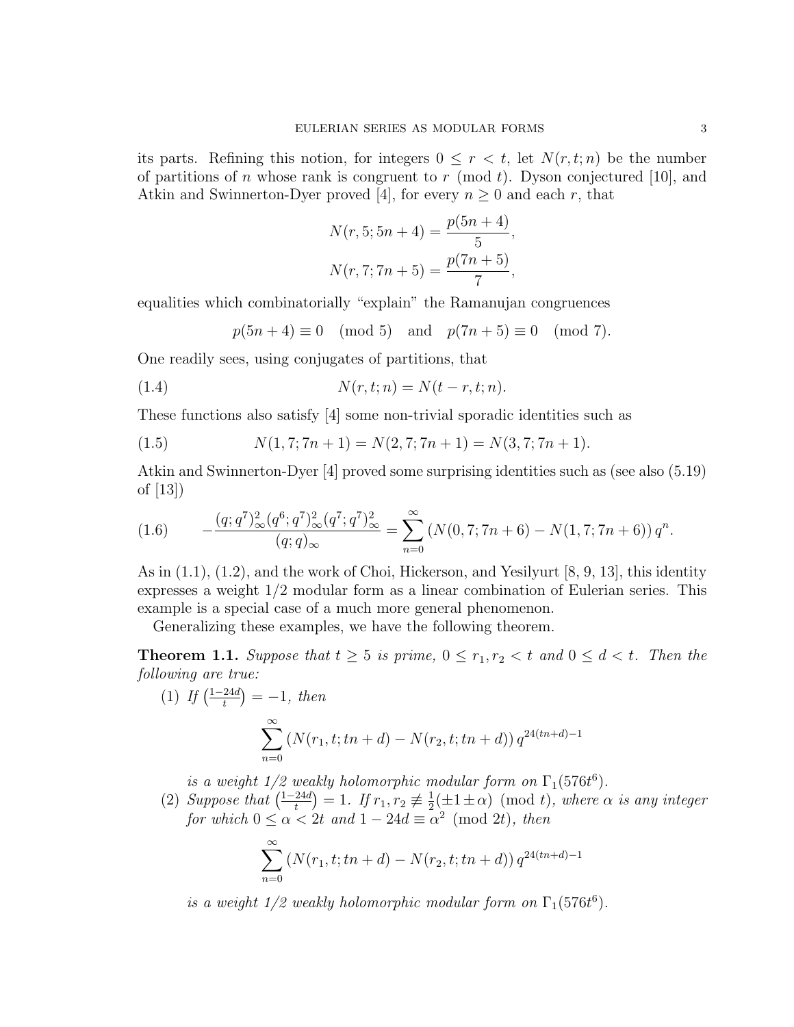its parts. Refining this notion, for integers $0 \leq r < t$, let $N(r, t; n)$ be the number of partitions of $n$ whose rank is congruent to $r \pmod t$. Dyson conjectured [10], and Atkin and Swinnerton-Dyer proved [4], for every $n \geq 0$ and each $r$, that

$$N(r, 5; 5n+4) = \frac{p(5n+4)}{5},$$
$$N(r, 7; 7n+5) = \frac{p(7n+5)}{7},$$

equalities which combinatorially "explain" the Ramanujan congruences

$$p(5n+4) \equiv 0 \pmod 5 \quad \text{and} \quad p(7n+5) \equiv 0 \pmod 7.$$

One readily sees, using conjugates of partitions, that

$$N(r, t; n) = N(t-r, t; n). \tag{1.4}$$

These functions also satisfy [4] some non-trivial sporadic identities such as

$$N(1, 7; 7n+1) = N(2, 7; 7n+1) = N(3, 7; 7n+1). \tag{1.5}$$

Atkin and Swinnerton-Dyer [4] proved some surprising identities such as (see also (5.19) of [13])

$$-\frac{(q;q^7)_\infty^2 (q^6;q^7)_\infty^2 (q^7;q^7)_\infty^2}{(q;q)_\infty} = \sum_{n=0}^{\infty} \left(N(0,7;7n+6) - N(1,7;7n+6)\right) q^n. \tag{1.6}$$

As in (1.1), (1.2), and the work of Choi, Hickerson, and Yesilyurt [8, 9, 13], this identity expresses a weight 1/2 modular form as a linear combination of Eulerian series. This example is a special case of a much more general phenomenon.

Generalizing these examples, we have the following theorem.

**Theorem 1.1.** *Suppose that $t \geq 5$ is prime, $0 \leq r_1, r_2 < t$ and $0 \leq d < t$. Then the following are true:*

1. *If $\left(\frac{1-24d}{t}\right) = -1$, then*

$$\sum_{n=0}^{\infty} \left(N(r_1, t; tn+d) - N(r_2, t; tn+d)\right) q^{24(tn+d)-1}$$

*is a weight 1/2 weakly holomorphic modular form on $\Gamma_1(576t^6)$.*

2. *Suppose that $\left(\frac{1-24d}{t}\right) = 1$. If $r_1, r_2 \not\equiv \frac{1}{2}(\pm 1 \pm \alpha) \pmod t$, where $\alpha$ is any integer for which $0 \leq \alpha < 2t$ and $1 - 24d \equiv \alpha^2 \pmod{2t}$, then*

$$\sum_{n=0}^{\infty} \left(N(r_1, t; tn+d) - N(r_2, t; tn+d)\right) q^{24(tn+d)-1}$$

*is a weight 1/2 weakly holomorphic modular form on $\Gamma_1(576t^6)$.*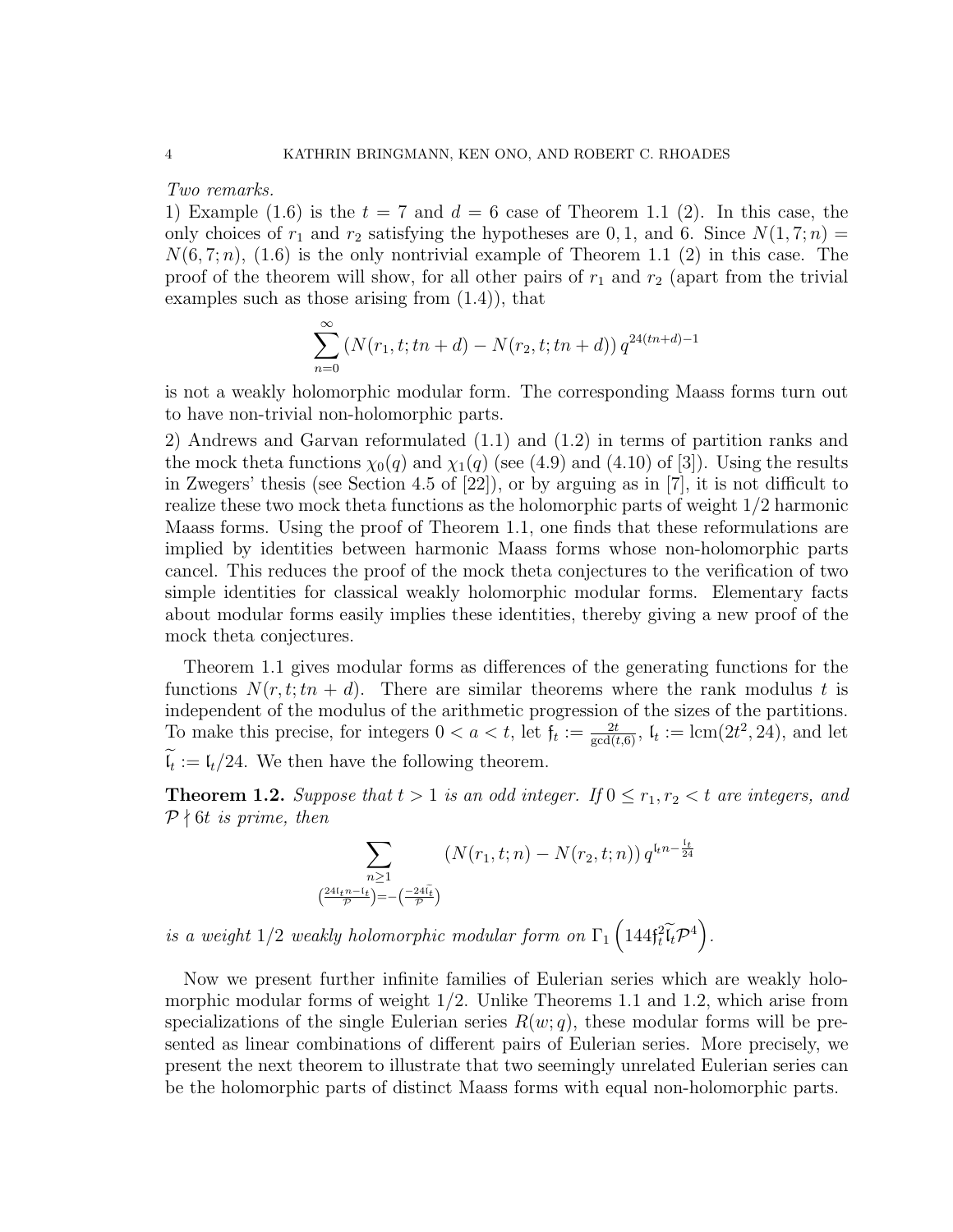*Two remarks.*

1) Example (1.6) is the $t = 7$ and $d = 6$ case of Theorem 1.1 (2). In this case, the only choices of $r_1$ and $r_2$ satisfying the hypotheses are 0, 1, and 6. Since $N(1, 7; n) = N(6, 7; n)$, (1.6) is the only nontrivial example of Theorem 1.1 (2) in this case. The proof of the theorem will show, for all other pairs of $r_1$ and $r_2$ (apart from the trivial examples such as those arising from (1.4)), that

$$\sum_{n=0}^{\infty} \left(N(r_1, t; tn + d) - N(r_2, t; tn + d)\right) q^{24(tn+d)-1}$$

is not a weakly holomorphic modular form. The corresponding Maass forms turn out to have non-trivial non-holomorphic parts.

2) Andrews and Garvan reformulated (1.1) and (1.2) in terms of partition ranks and the mock theta functions $\chi_0(q)$ and $\chi_1(q)$ (see (4.9) and (4.10) of [3]). Using the results in Zwegers' thesis (see Section 4.5 of [22]), or by arguing as in [7], it is not difficult to realize these two mock theta functions as the holomorphic parts of weight 1/2 harmonic Maass forms. Using the proof of Theorem 1.1, one finds that these reformulations are implied by identities between harmonic Maass forms whose non-holomorphic parts cancel. This reduces the proof of the mock theta conjectures to the verification of two simple identities for classical weakly holomorphic modular forms. Elementary facts about modular forms easily implies these identities, thereby giving a new proof of the mock theta conjectures.

Theorem 1.1 gives modular forms as differences of the generating functions for the functions $N(r, t; tn + d)$. There are similar theorems where the rank modulus $t$ is independent of the modulus of the arithmetic progression of the sizes of the partitions. To make this precise, for integers $0 < a < t$, let $\mathfrak{f}_t := \frac{2t}{\gcd(t,6)}$, $\mathfrak{l}_t := \operatorname{lcm}(2t^2, 24)$, and let $\widetilde{\mathfrak{l}}_t := \mathfrak{l}_t/24$. We then have the following theorem.

**Theorem 1.2.** *Suppose that $t > 1$ is an odd integer. If $0 \leq r_1, r_2 < t$ are integers, and $\mathcal{P} \nmid 6t$ is prime, then*

$$\sum_{\substack{n \geq 1 \\ \left(\frac{24\mathfrak{l}_t n - \mathfrak{l}_t}{\mathcal{P}}\right) = -\left(\frac{-24\widetilde{\mathfrak{l}}_t}{\mathcal{P}}\right)}} \left(N(r_1, t; n) - N(r_2, t; n)\right) q^{\mathfrak{l}_t n - \frac{\mathfrak{l}_t}{24}}$$

*is a weight 1/2 weakly holomorphic modular form on $\Gamma_1\left(144\mathfrak{f}_t^2\widetilde{\mathfrak{l}}_t\mathcal{P}^4\right)$.*

Now we present further infinite families of Eulerian series which are weakly holomorphic modular forms of weight 1/2. Unlike Theorems 1.1 and 1.2, which arise from specializations of the single Eulerian series $R(w; q)$, these modular forms will be presented as linear combinations of different pairs of Eulerian series. More precisely, we present the next theorem to illustrate that two seemingly unrelated Eulerian series can be the holomorphic parts of distinct Maass forms with equal non-holomorphic parts.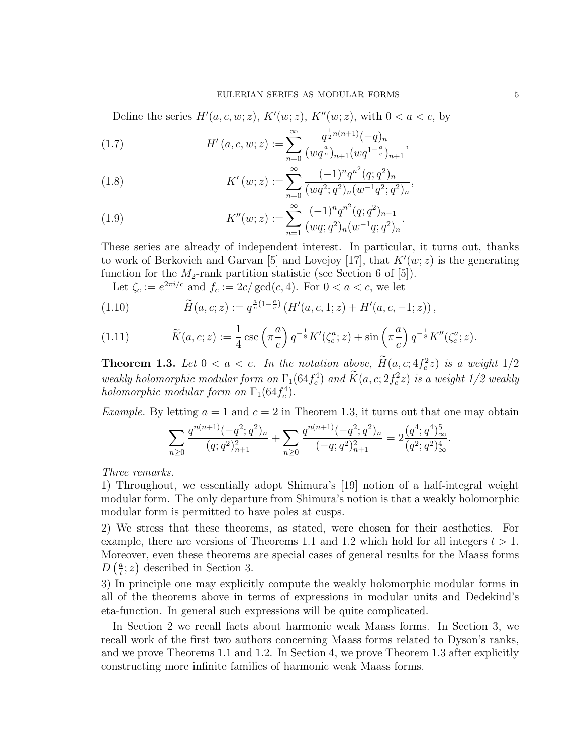Define the series $H'(a,c,w;z)$, $K'(w;z)$, $K''(w;z)$, with $0 < a < c$, by

$$H'(a,c,w;z) := \sum_{n=0}^{\infty} \frac{q^{\frac{1}{2}n(n+1)}(-q)_n}{(wq^{\frac{a}{c}})_{n+1}(wq^{1-\frac{a}{c}})_{n+1}}, \tag{1.7}$$

$$K'(w;z) := \sum_{n=0}^{\infty} \frac{(-1)^n q^{n^2}(q;q^2)_n}{(wq^2;q^2)_n(w^{-1}q^2;q^2)_n}, \tag{1.8}$$

$$K''(w;z) := \sum_{n=1}^{\infty} \frac{(-1)^n q^{n^2}(q;q^2)_{n-1}}{(wq;q^2)_n(w^{-1}q;q^2)_n}. \tag{1.9}$$

These series are already of independent interest. In particular, it turns out, thanks to work of Berkovich and Garvan [5] and Lovejoy [17], that $K'(w;z)$ is the generating function for the $M_2$-rank partition statistic (see Section 6 of [5]).

Let $\zeta_c := e^{2\pi i/c}$ and $f_c := 2c/\gcd(c,4)$. For $0 < a < c$, we let

$$\widetilde{H}(a,c;z) := q^{\frac{a}{c}(1-\frac{a}{c})}\left(H'(a,c,1;z) + H'(a,c,-1;z)\right), \tag{1.10}$$

$$\widetilde{K}(a,c;z) := \frac{1}{4}\csc\left(\pi\frac{a}{c}\right)q^{-\frac{1}{8}}K'(\zeta_c^a;z) + \sin\left(\pi\frac{a}{c}\right)q^{-\frac{1}{8}}K''(\zeta_c^a;z). \tag{1.11}$$

**Theorem 1.3.** *Let $0 < a < c$. In the notation above, $\widetilde{H}(a,c;4f_c^2 z)$ is a weight $1/2$ weakly holomorphic modular form on $\Gamma_1(64f_c^4)$ and $\widetilde{K}(a,c;2f_c^2 z)$ is a weight 1/2 weakly holomorphic modular form on $\Gamma_1(64f_c^4)$.*

*Example.* By letting $a = 1$ and $c = 2$ in Theorem 1.3, it turns out that one may obtain

$$\sum_{n\geq 0} \frac{q^{n(n+1)}(-q^2;q^2)_n}{(q;q^2)_{n+1}^2} + \sum_{n\geq 0} \frac{q^{n(n+1)}(-q^2;q^2)_n}{(-q;q^2)_{n+1}^2} = 2\frac{(q^4;q^4)_\infty^5}{(q^2;q^2)_\infty^4}.$$

*Three remarks.*

1) Throughout, we essentially adopt Shimura's [19] notion of a half-integral weight modular form. The only departure from Shimura's notion is that a weakly holomorphic modular form is permitted to have poles at cusps.

2) We stress that these theorems, as stated, were chosen for their aesthetics. For example, there are versions of Theorems 1.1 and 1.2 which hold for all integers $t > 1$. Moreover, even these theorems are special cases of general results for the Maass forms $D\left(\frac{a}{t};z\right)$ described in Section 3.

3) In principle one may explicitly compute the weakly holomorphic modular forms in all of the theorems above in terms of expressions in modular units and Dedekind's eta-function. In general such expressions will be quite complicated.

In Section 2 we recall facts about harmonic weak Maass forms. In Section 3, we recall work of the first two authors concerning Maass forms related to Dyson's ranks, and we prove Theorems 1.1 and 1.2. In Section 4, we prove Theorem 1.3 after explicitly constructing more infinite families of harmonic weak Maass forms.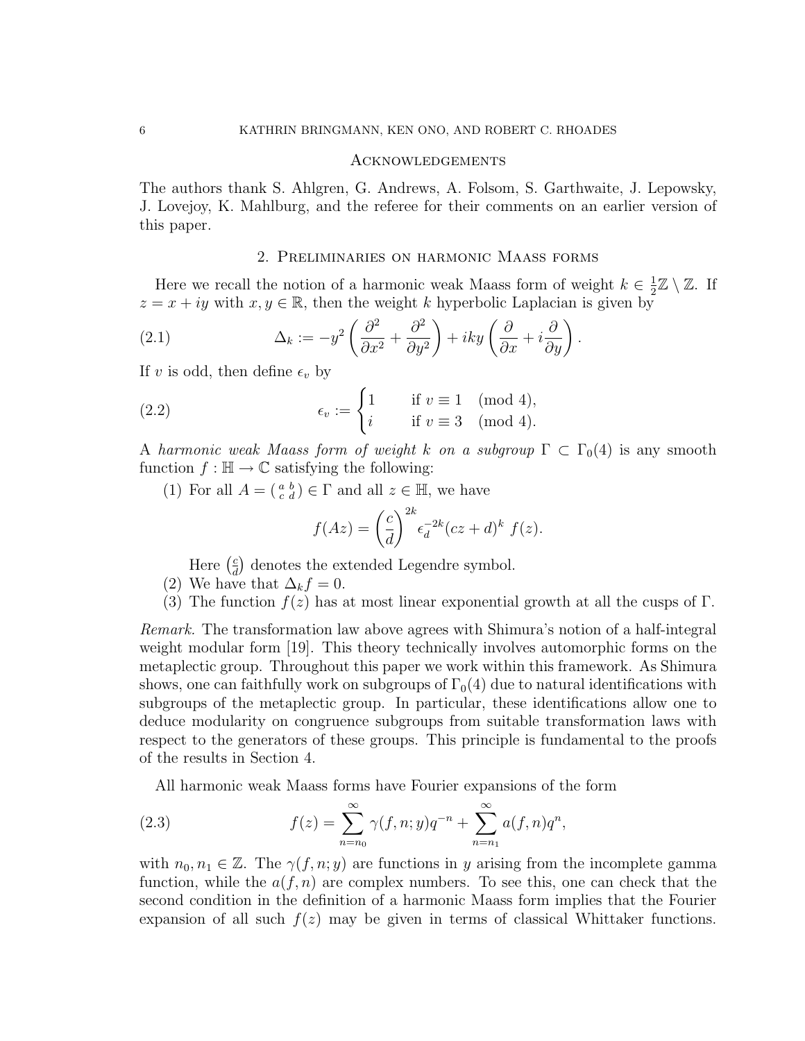## Acknowledgements

The authors thank S. Ahlgren, G. Andrews, A. Folsom, S. Garthwaite, J. Lepowsky, J. Lovejoy, K. Mahlburg, and the referee for their comments on an earlier version of this paper.

## 2. Preliminaries on harmonic Maass forms

Here we recall the notion of a harmonic weak Maass form of weight $k \in \frac{1}{2}\mathbb{Z} \setminus \mathbb{Z}$. If $z = x + iy$ with $x, y \in \mathbb{R}$, then the weight $k$ hyperbolic Laplacian is given by

$$\Delta_k := -y^2 \left( \frac{\partial^2}{\partial x^2} + \frac{\partial^2}{\partial y^2} \right) + iky \left( \frac{\partial}{\partial x} + i \frac{\partial}{\partial y} \right). \tag{2.1}$$

If $v$ is odd, then define $\epsilon_v$ by

$$\epsilon_v := \begin{cases} 1 & \text{if } v \equiv 1 \pmod 4, \\ i & \text{if } v \equiv 3 \pmod 4. \end{cases} \tag{2.2}$$

A *harmonic weak Maass form of weight $k$ on a subgroup $\Gamma \subset \Gamma_0(4)$* is any smooth function $f : \mathbb{H} \to \mathbb{C}$ satisfying the following:

1. For all $A = \left(\begin{smallmatrix} a & b \\ c & d \end{smallmatrix}\right) \in \Gamma$ and all $z \in \mathbb{H}$, we have
$$f(Az) = \left(\frac{c}{d}\right)^{2k} \epsilon_d^{-2k} (cz + d)^k \; f(z).$$
Here $\left(\frac{c}{d}\right)$ denotes the extended Legendre symbol.
2. We have that $\Delta_k f = 0$.
3. The function $f(z)$ has at most linear exponential growth at all the cusps of $\Gamma$.

*Remark.* The transformation law above agrees with Shimura's notion of a half-integral weight modular form [19]. This theory technically involves automorphic forms on the metaplectic group. Throughout this paper we work within this framework. As Shimura shows, one can faithfully work on subgroups of $\Gamma_0(4)$ due to natural identifications with subgroups of the metaplectic group. In particular, these identifications allow one to deduce modularity on congruence subgroups from suitable transformation laws with respect to the generators of these groups. This principle is fundamental to the proofs of the results in Section 4.

All harmonic weak Maass forms have Fourier expansions of the form

$$f(z) = \sum_{n=n_0}^{\infty} \gamma(f, n; y) q^{-n} + \sum_{n=n_1}^{\infty} a(f, n) q^n, \tag{2.3}$$

with $n_0, n_1 \in \mathbb{Z}$. The $\gamma(f, n; y)$ are functions in $y$ arising from the incomplete gamma function, while the $a(f, n)$ are complex numbers. To see this, one can check that the second condition in the definition of a harmonic Maass form implies that the Fourier expansion of all such $f(z)$ may be given in terms of classical Whittaker functions.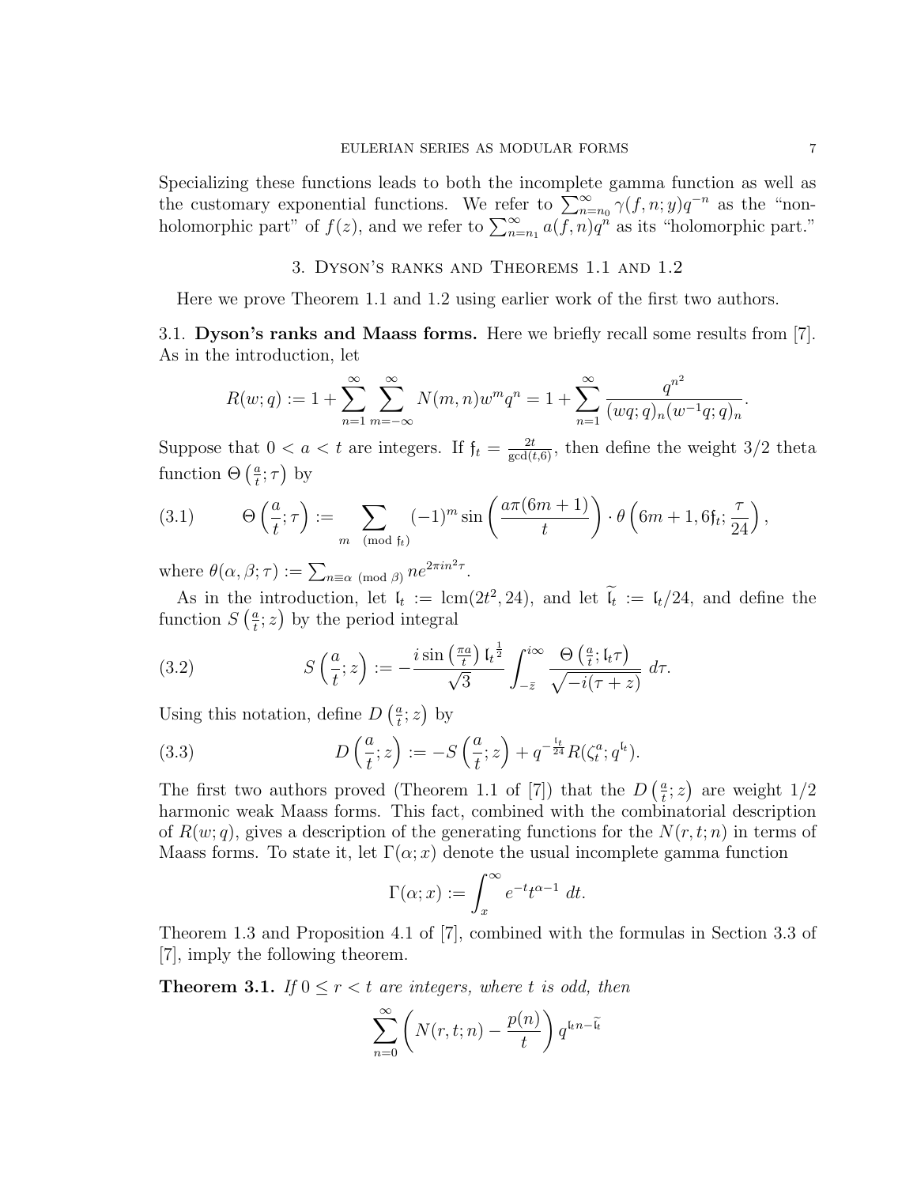Specializing these functions leads to both the incomplete gamma function as well as the customary exponential functions. We refer to $\sum_{n=n_0}^{\infty} \gamma(f,n;y)q^{-n}$ as the "non-holomorphic part" of $f(z)$, and we refer to $\sum_{n=n_1}^{\infty} a(f,n)q^n$ as its "holomorphic part."

## 3. Dyson's ranks and Theorems 1.1 and 1.2

Here we prove Theorem 1.1 and 1.2 using earlier work of the first two authors.

**3.1. Dyson's ranks and Maass forms.** Here we briefly recall some results from [7]. As in the introduction, let

$$R(w;q) := 1 + \sum_{n=1}^{\infty} \sum_{m=-\infty}^{\infty} N(m,n) w^m q^n = 1 + \sum_{n=1}^{\infty} \frac{q^{n^2}}{(wq;q)_n (w^{-1}q;q)_n}.$$

Suppose that $0 < a < t$ are integers. If $\mathfrak{f}_t = \frac{2t}{\gcd(t,6)}$, then define the weight 3/2 theta function $\Theta\left(\frac{a}{t};\tau\right)$ by

$$\Theta\left(\frac{a}{t};\tau\right) := \sum_{m \pmod{\mathfrak{f}_t}} (-1)^m \sin\left(\frac{a\pi(6m+1)}{t}\right) \cdot \theta\left(6m+1, 6\mathfrak{f}_t; \frac{\tau}{24}\right), \tag{3.1}$$

where $\theta(\alpha,\beta;\tau) := \sum_{n \equiv \alpha \pmod{\beta}} n e^{2\pi i n^2 \tau}$.

As in the introduction, let $\mathfrak{l}_t := \operatorname{lcm}(2t^2, 24)$, and let $\widetilde{\mathfrak{l}_t} := \mathfrak{l}_t/24$, and define the function $S\left(\frac{a}{t};z\right)$ by the period integral

$$S\left(\frac{a}{t};z\right) := -\frac{i \sin\left(\frac{\pi a}{t}\right) \mathfrak{l}_t^{\frac{1}{2}}}{\sqrt{3}} \int_{-\bar{z}}^{i\infty} \frac{\Theta\left(\frac{a}{t};\mathfrak{l}_t \tau\right)}{\sqrt{-i(\tau+z)}}\, d\tau. \tag{3.2}$$

Using this notation, define $D\left(\frac{a}{t};z\right)$ by

$$D\left(\frac{a}{t};z\right) := -S\left(\frac{a}{t};z\right) + q^{-\frac{\mathfrak{l}_t}{24}} R(\zeta_t^a; q^{\mathfrak{l}_t}). \tag{3.3}$$

The first two authors proved (Theorem 1.1 of [7]) that the $D\left(\frac{a}{t};z\right)$ are weight 1/2 harmonic weak Maass forms. This fact, combined with the combinatorial description of $R(w;q)$, gives a description of the generating functions for the $N(r,t;n)$ in terms of Maass forms. To state it, let $\Gamma(\alpha;x)$ denote the usual incomplete gamma function

$$\Gamma(\alpha;x) := \int_x^{\infty} e^{-t} t^{\alpha-1}\, dt.$$

Theorem 1.3 and Proposition 4.1 of [7], combined with the formulas in Section 3.3 of [7], imply the following theorem.

**Theorem 3.1.** *If $0 \le r < t$ are integers, where $t$ is odd, then*

$$\sum_{n=0}^{\infty} \left(N(r,t;n) - \frac{p(n)}{t}\right) q^{\mathfrak{l}_t n - \widetilde{\mathfrak{l}_t}}$$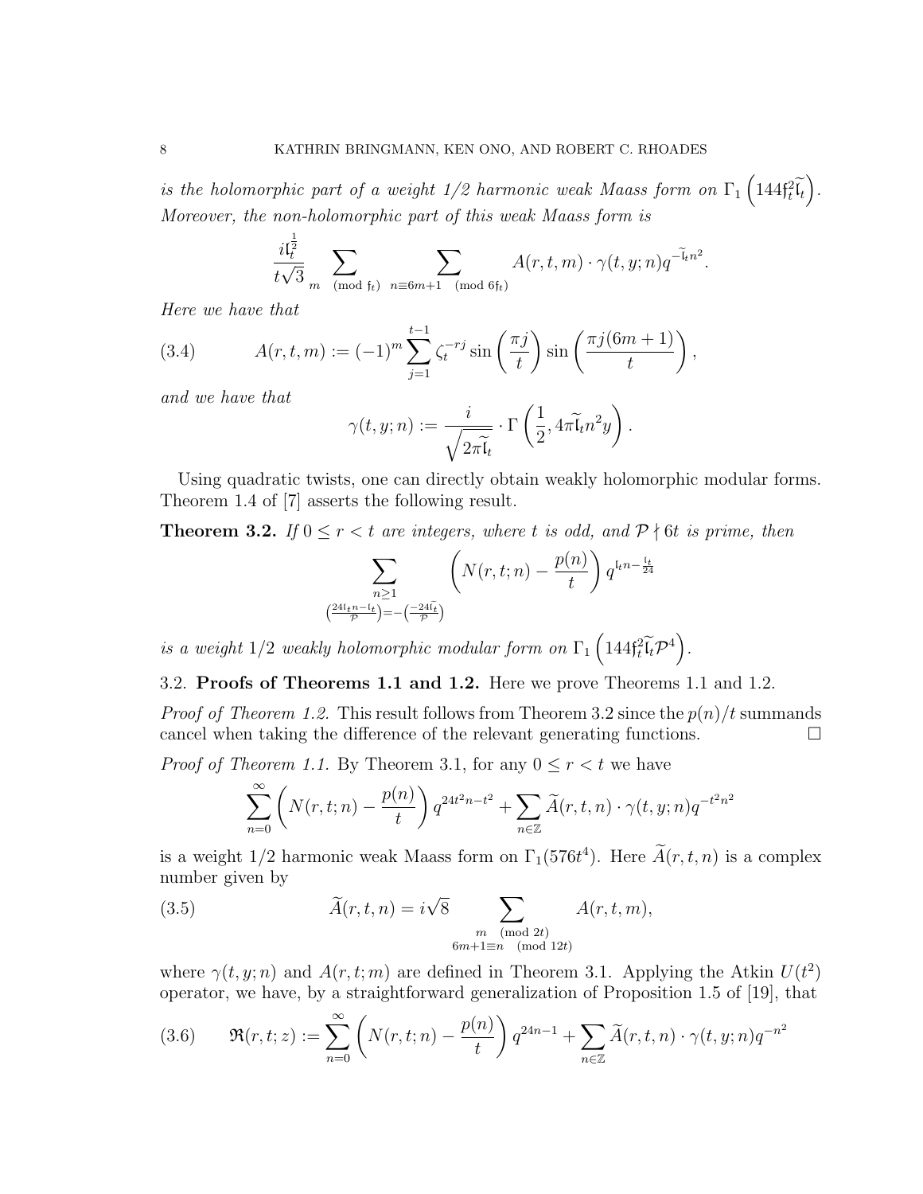*is the holomorphic part of a weight 1/2 harmonic weak Maass form on* $\Gamma_1\left(144\mathfrak{f}_t^2\widetilde{\mathfrak{l}}_t\right)$*. Moreover, the non-holomorphic part of this weak Maass form is*

$$\frac{i\mathfrak{l}_t^{\frac{1}{2}}}{t\sqrt{3}}\sum_{m \pmod{\mathfrak{f}_t}}\ \sum_{n\equiv 6m+1 \pmod{6\mathfrak{f}_t}} A(r,t,m)\cdot\gamma(t,y;n)q^{-\widetilde{\mathfrak{l}}_t n^2}.$$

*Here we have that*

$$A(r,t,m) := (-1)^m \sum_{j=1}^{t-1} \zeta_t^{-rj}\sin\left(\frac{\pi j}{t}\right)\sin\left(\frac{\pi j(6m+1)}{t}\right), \tag{3.4}$$

*and we have that*

$$\gamma(t,y;n) := \frac{i}{\sqrt{2\pi\widetilde{\mathfrak{l}}_t}}\cdot\Gamma\left(\frac{1}{2}, 4\pi\widetilde{\mathfrak{l}}_t n^2 y\right).$$

Using quadratic twists, one can directly obtain weakly holomorphic modular forms. Theorem 1.4 of [7] asserts the following result.

**Theorem 3.2.** *If* $0 \leq r < t$ *are integers, where* $t$ *is odd, and* $\mathcal{P} \nmid 6t$ *is prime, then*

$$\sum_{\substack{n\geq 1\\ \left(\frac{24\mathfrak{l}_t n-\mathfrak{l}_t}{\mathcal{P}}\right)=-\left(\frac{-24\widetilde{\mathfrak{l}}_t}{\mathcal{P}}\right)}}\left(N(r,t;n)-\frac{p(n)}{t}\right)q^{\mathfrak{l}_t n-\frac{\mathfrak{l}_t}{24}}$$

*is a weight 1/2 weakly holomorphic modular form on* $\Gamma_1\left(144\mathfrak{f}_t^2\widetilde{\mathfrak{l}}_t\mathcal{P}^4\right)$.

### 3.2. Proofs of Theorems 1.1 and 1.2.

Here we prove Theorems 1.1 and 1.2.

*Proof of Theorem 1.2.* This result follows from Theorem 3.2 since the $p(n)/t$ summands cancel when taking the difference of the relevant generating functions. $\square$

*Proof of Theorem 1.1.* By Theorem 3.1, for any $0 \leq r < t$ we have

$$\sum_{n=0}^{\infty}\left(N(r,t;n)-\frac{p(n)}{t}\right)q^{24t^2n-t^2}+\sum_{n\in\mathbb{Z}}\widetilde{A}(r,t,n)\cdot\gamma(t,y;n)q^{-t^2n^2}$$

is a weight 1/2 harmonic weak Maass form on $\Gamma_1(576t^4)$. Here $\widetilde{A}(r,t,n)$ is a complex number given by

$$\widetilde{A}(r,t,n) = i\sqrt{8}\sum_{\substack{m \pmod{2t}\\ 6m+1\equiv n \pmod{12t}}} A(r,t,m), \tag{3.5}$$

where $\gamma(t,y;n)$ and $A(r,t;m)$ are defined in Theorem 3.1. Applying the Atkin $U(t^2)$ operator, we have, by a straightforward generalization of Proposition 1.5 of [19], that

$$\mathfrak{R}(r,t;z) := \sum_{n=0}^{\infty}\left(N(r,t;n)-\frac{p(n)}{t}\right)q^{24n-1}+\sum_{n\in\mathbb{Z}}\widetilde{A}(r,t,n)\cdot\gamma(t,y;n)q^{-n^2} \tag{3.6}$$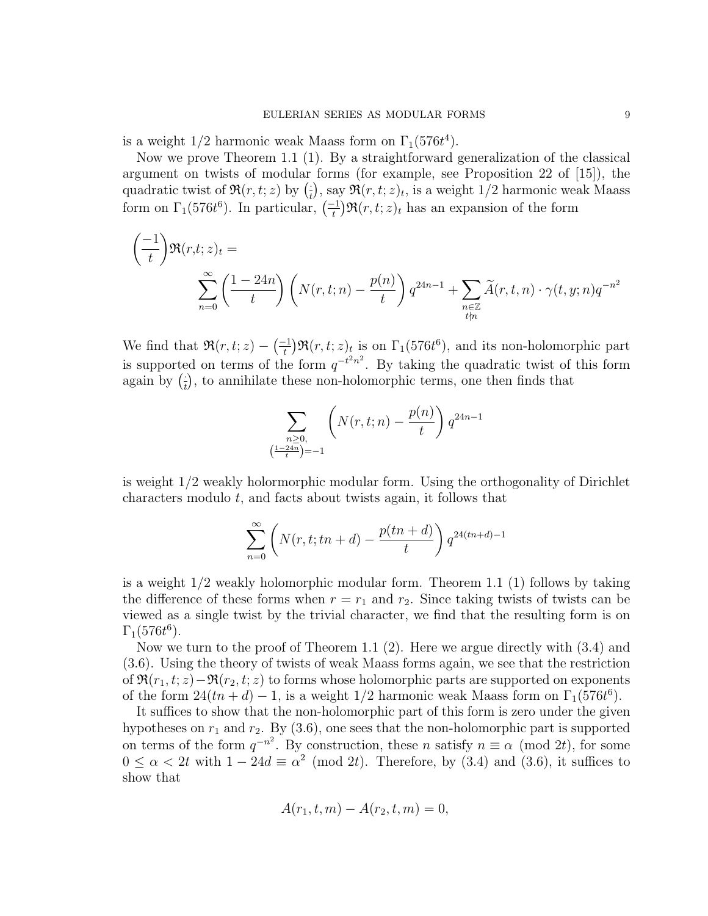is a weight 1/2 harmonic weak Maass form on $\Gamma_1(576t^4)$.

Now we prove Theorem 1.1 (1). By a straightforward generalization of the classical argument on twists of modular forms (for example, see Proposition 22 of [15]), the quadratic twist of $\mathfrak{R}(r,t;z)$ by $\left(\frac{\cdot}{t}\right)$, say $\mathfrak{R}(r,t;z)_t$, is a weight 1/2 harmonic weak Maass form on $\Gamma_1(576t^6)$. In particular, $\left(\frac{-1}{t}\right)\mathfrak{R}(r,t;z)_t$ has an expansion of the form

$$\left(\frac{-1}{t}\right)\mathfrak{R}(r,t;z)_t = \sum_{n=0}^{\infty}\left(\frac{1-24n}{t}\right)\left(N(r,t;n)-\frac{p(n)}{t}\right)q^{24n-1}+\sum_{\substack{n\in\mathbb{Z}\\ t\nmid n}}\widetilde{A}(r,t,n)\cdot\gamma(t,y;n)q^{-n^2}$$

We find that $\mathfrak{R}(r,t;z)-\left(\frac{-1}{t}\right)\mathfrak{R}(r,t;z)_t$ is on $\Gamma_1(576t^6)$, and its non-holomorphic part is supported on terms of the form $q^{-t^2n^2}$. By taking the quadratic twist of this form again by $\left(\frac{\cdot}{t}\right)$, to annihilate these non-holomorphic terms, one then finds that

$$\sum_{\substack{n\geq 0,\\ \left(\frac{1-24n}{t}\right)=-1}}\left(N(r,t;n)-\frac{p(n)}{t}\right)q^{24n-1}$$

is weight 1/2 weakly holormorphic modular form. Using the orthogonality of Dirichlet characters modulo $t$, and facts about twists again, it follows that

$$\sum_{n=0}^{\infty}\left(N(r,t;tn+d)-\frac{p(tn+d)}{t}\right)q^{24(tn+d)-1}$$

is a weight 1/2 weakly holomorphic modular form. Theorem 1.1 (1) follows by taking the difference of these forms when $r=r_1$ and $r_2$. Since taking twists of twists can be viewed as a single twist by the trivial character, we find that the resulting form is on $\Gamma_1(576t^6)$.

Now we turn to the proof of Theorem 1.1 (2). Here we argue directly with (3.4) and (3.6). Using the theory of twists of weak Maass forms again, we see that the restriction of $\mathfrak{R}(r_1,t;z)-\mathfrak{R}(r_2,t;z)$ to forms whose holomorphic parts are supported on exponents of the form $24(tn+d)-1$, is a weight 1/2 harmonic weak Maass form on $\Gamma_1(576t^6)$.

It suffices to show that the non-holomorphic part of this form is zero under the given hypotheses on $r_1$ and $r_2$. By (3.6), one sees that the non-holomorphic part is supported on terms of the form $q^{-n^2}$. By construction, these $n$ satisfy $n\equiv\alpha \pmod{2t}$, for some $0\leq\alpha<2t$ with $1-24d\equiv\alpha^2 \pmod{2t}$. Therefore, by (3.4) and (3.6), it suffices to show that

$$A(r_1,t,m)-A(r_2,t,m)=0,$$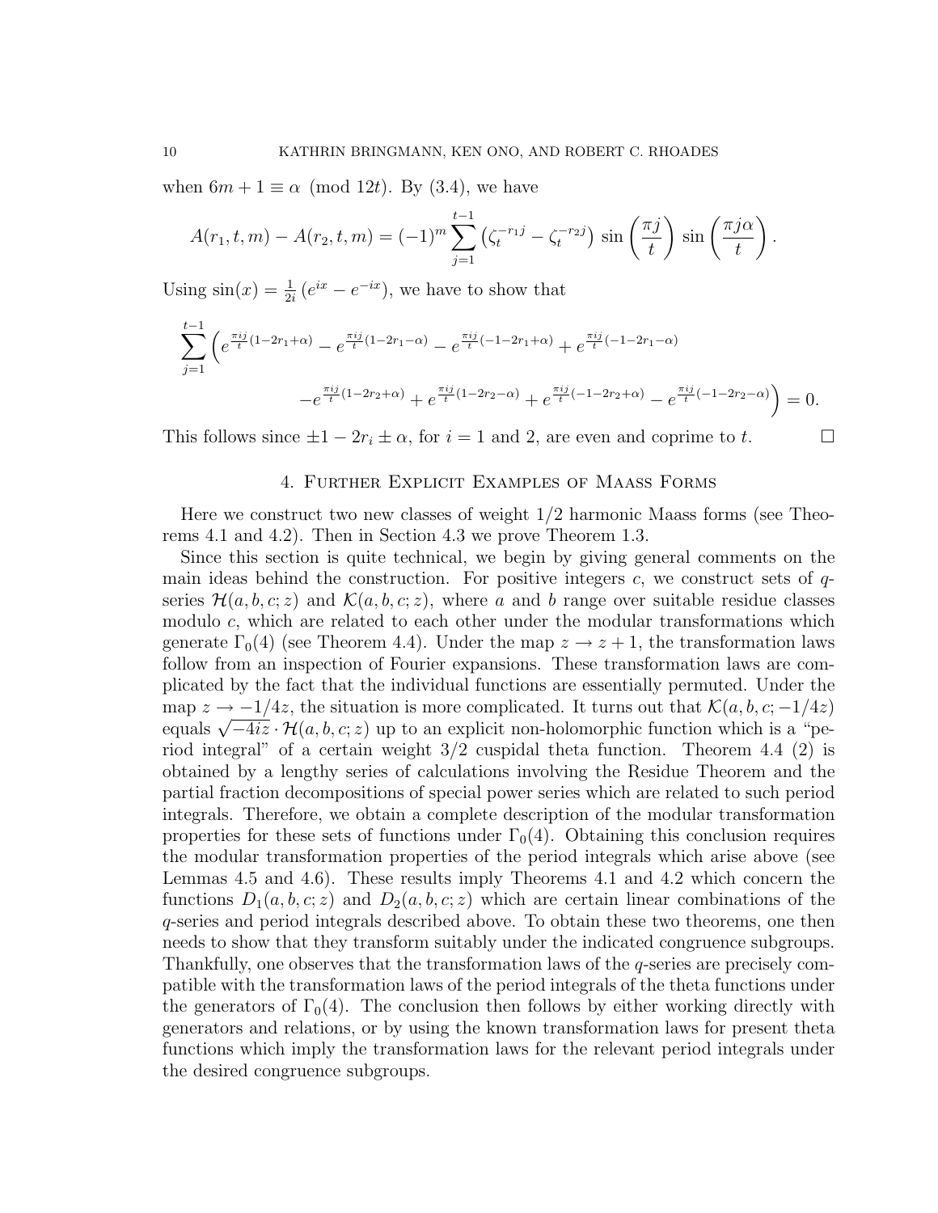when $6m + 1 \equiv \alpha \pmod{12t}$. By (3.4), we have

$$A(r_1, t, m) - A(r_2, t, m) = (-1)^m \sum_{j=1}^{t-1} \left(\zeta_t^{-r_1 j} - \zeta_t^{-r_2 j}\right) \sin\left(\frac{\pi j}{t}\right) \sin\left(\frac{\pi j \alpha}{t}\right).$$

Using $\sin(x) = \frac{1}{2i}\left(e^{ix} - e^{-ix}\right)$, we have to show that

$$\sum_{j=1}^{t-1} \Big( e^{\frac{\pi i j}{t}(1-2r_1+\alpha)} - e^{\frac{\pi i j}{t}(1-2r_1-\alpha)} - e^{\frac{\pi i j}{t}(-1-2r_1+\alpha)} + e^{\frac{\pi i j}{t}(-1-2r_1-\alpha)}$$
$$- e^{\frac{\pi i j}{t}(1-2r_2+\alpha)} + e^{\frac{\pi i j}{t}(1-2r_2-\alpha)} + e^{\frac{\pi i j}{t}(-1-2r_2+\alpha)} - e^{\frac{\pi i j}{t}(-1-2r_2-\alpha)} \Big) = 0.$$

This follows since $\pm 1 - 2r_i \pm \alpha$, for $i = 1$ and $2$, are even and coprime to $t$. $\square$

## 4. Further Explicit Examples of Maass Forms

Here we construct two new classes of weight $1/2$ harmonic Maass forms (see Theorems 4.1 and 4.2). Then in Section 4.3 we prove Theorem 1.3.

Since this section is quite technical, we begin by giving general comments on the main ideas behind the construction. For positive integers $c$, we construct sets of $q$-series $\mathcal{H}(a, b, c; z)$ and $\mathcal{K}(a, b, c; z)$, where $a$ and $b$ range over suitable residue classes modulo $c$, which are related to each other under the modular transformations which generate $\Gamma_0(4)$ (see Theorem 4.4). Under the map $z \to z + 1$, the transformation laws follow from an inspection of Fourier expansions. These transformation laws are complicated by the fact that the individual functions are essentially permuted. Under the map $z \to -1/4z$, the situation is more complicated. It turns out that $\mathcal{K}(a, b, c; -1/4z)$ equals $\sqrt{-4iz} \cdot \mathcal{H}(a, b, c; z)$ up to an explicit non-holomorphic function which is a "period integral" of a certain weight $3/2$ cuspidal theta function. Theorem 4.4 (2) is obtained by a lengthy series of calculations involving the Residue Theorem and the partial fraction decompositions of special power series which are related to such period integrals. Therefore, we obtain a complete description of the modular transformation properties for these sets of functions under $\Gamma_0(4)$. Obtaining this conclusion requires the modular transformation properties of the period integrals which arise above (see Lemmas 4.5 and 4.6). These results imply Theorems 4.1 and 4.2 which concern the functions $D_1(a, b, c; z)$ and $D_2(a, b, c; z)$ which are certain linear combinations of the $q$-series and period integrals described above. To obtain these two theorems, one then needs to show that they transform suitably under the indicated congruence subgroups. Thankfully, one observes that the transformation laws of the $q$-series are precisely compatible with the transformation laws of the period integrals of the theta functions under the generators of $\Gamma_0(4)$. The conclusion then follows by either working directly with generators and relations, or by using the known transformation laws for present theta functions which imply the transformation laws for the relevant period integrals under the desired congruence subgroups.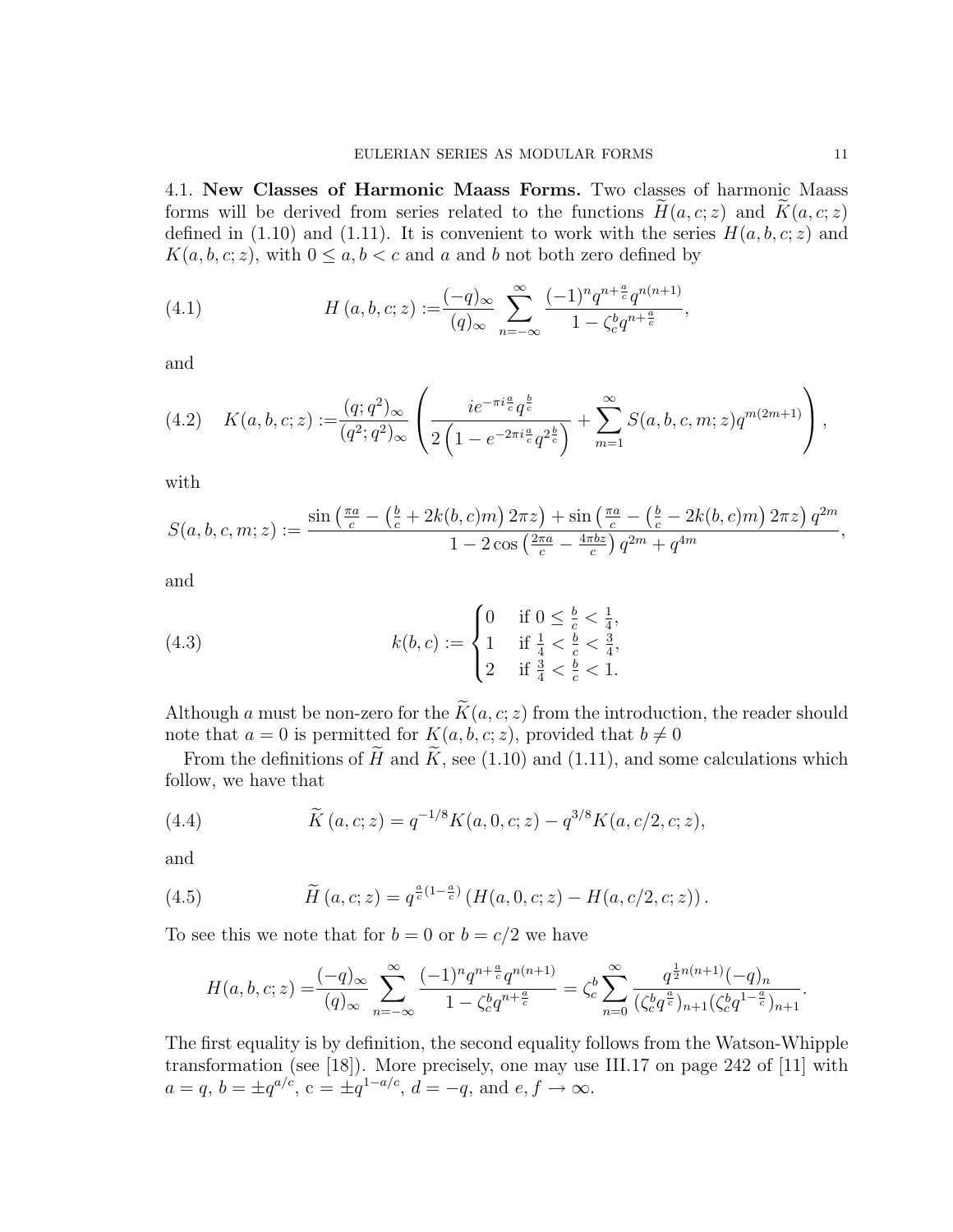4.1. **New Classes of Harmonic Maass Forms.** Two classes of harmonic Maass forms will be derived from series related to the functions $\widetilde{H}(a,c;z)$ and $\widetilde{K}(a,c;z)$ defined in (1.10) and (1.11). It is convenient to work with the series $H(a,b,c;z)$ and $K(a,b,c;z)$, with $0 \leq a,b < c$ and $a$ and $b$ not both zero defined by

$$H\left(a,b,c;z\right) := \frac{(-q)_\infty}{(q)_\infty} \sum_{n=-\infty}^{\infty} \frac{(-1)^n q^{n+\frac{a}{c}} q^{n(n+1)}}{1-\zeta_c^b q^{n+\frac{a}{c}}}, \tag{4.1}$$

and

$$K(a,b,c;z) := \frac{(q;q^2)_\infty}{(q^2;q^2)_\infty} \left( \frac{ie^{-\pi i \frac{a}{c}} q^{\frac{b}{c}}}{2\left(1-e^{-2\pi i \frac{a}{c}} q^{2\frac{b}{c}}\right)} + \sum_{m=1}^{\infty} S(a,b,c,m;z) q^{m(2m+1)} \right), \tag{4.2}$$

with

$$S(a,b,c,m;z) := \frac{\sin\left(\frac{\pi a}{c} - \left(\frac{b}{c} + 2k(b,c)m\right)2\pi z\right) + \sin\left(\frac{\pi a}{c} - \left(\frac{b}{c} - 2k(b,c)m\right)2\pi z\right) q^{2m}}{1 - 2\cos\left(\frac{2\pi a}{c} - \frac{4\pi b z}{c}\right) q^{2m} + q^{4m}},$$

and

$$k(b,c) := \begin{cases} 0 & \text{if } 0 \leq \frac{b}{c} < \frac{1}{4}, \\ 1 & \text{if } \frac{1}{4} < \frac{b}{c} < \frac{3}{4}, \\ 2 & \text{if } \frac{3}{4} < \frac{b}{c} < 1. \end{cases} \tag{4.3}$$

Although $a$ must be non-zero for the $\widetilde{K}(a,c;z)$ from the introduction, the reader should note that $a=0$ is permitted for $K(a,b,c;z)$, provided that $b \neq 0$

From the definitions of $\widetilde{H}$ and $\widetilde{K}$, see (1.10) and (1.11), and some calculations which follow, we have that

$$\widetilde{K}\left(a,c;z\right) = q^{-1/8} K(a,0,c;z) - q^{3/8} K(a,c/2,c;z), \tag{4.4}$$

and

$$\widetilde{H}\left(a,c;z\right) = q^{\frac{a}{c}\left(1-\frac{a}{c}\right)} \left(H(a,0,c;z) - H(a,c/2,c;z)\right). \tag{4.5}$$

To see this we note that for $b=0$ or $b=c/2$ we have

$$H(a,b,c;z) = \frac{(-q)_\infty}{(q)_\infty} \sum_{n=-\infty}^{\infty} \frac{(-1)^n q^{n+\frac{a}{c}} q^{n(n+1)}}{1-\zeta_c^b q^{n+\frac{a}{c}}} = \zeta_c^b \sum_{n=0}^{\infty} \frac{q^{\frac{1}{2}n(n+1)}(-q)_n}{(\zeta_c^b q^{\frac{a}{c}})_{n+1} (\zeta_c^b q^{1-\frac{a}{c}})_{n+1}}.$$

The first equality is by definition, the second equality follows from the Watson-Whipple transformation (see [18]). More precisely, one may use III.17 on page 242 of [11] with $a=q$, $b=\pm q^{a/c}$, $c=\pm q^{1-a/c}$, $d=-q$, and $e,f \to \infty$.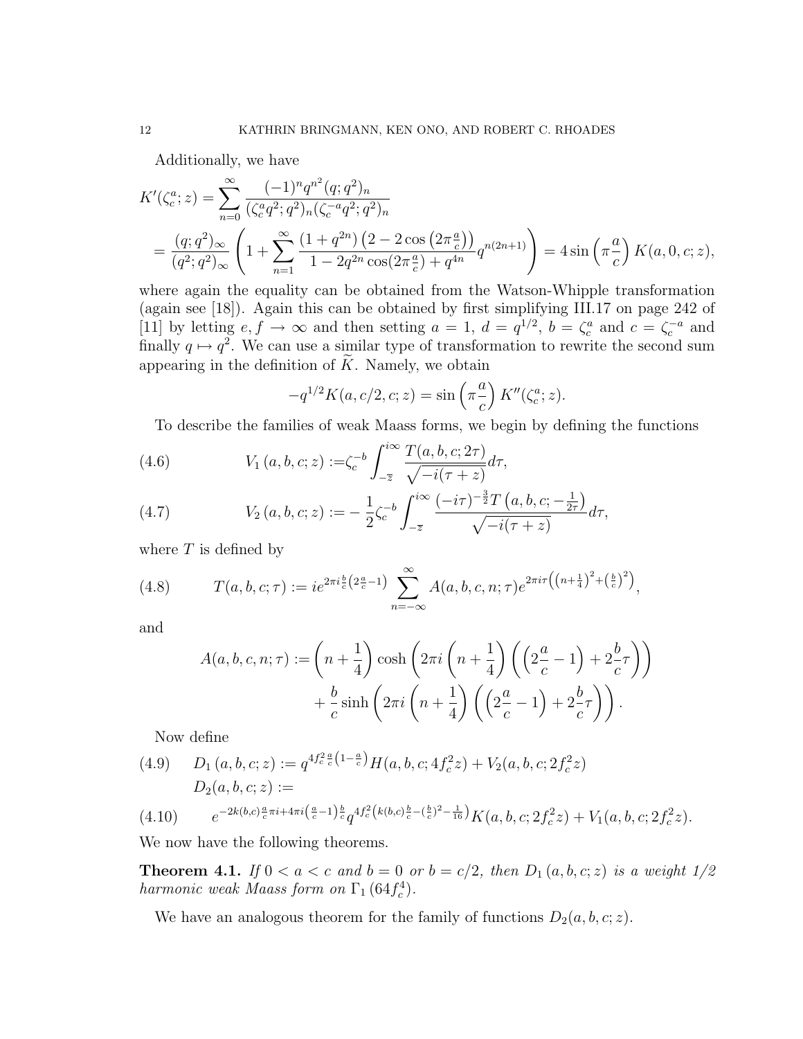Additionally, we have

$$K'(\zeta_c^a; z) = \sum_{n=0}^{\infty} \frac{(-1)^n q^{n^2} (q; q^2)_n}{(\zeta_c^a q^2; q^2)_n (\zeta_c^{-a} q^2; q^2)_n}$$
$$= \frac{(q;q^2)_\infty}{(q^2;q^2)_\infty} \left( 1 + \sum_{n=1}^{\infty} \frac{(1+q^{2n})\left(2 - 2\cos\left(2\pi\frac{a}{c}\right)\right)}{1 - 2q^{2n}\cos(2\pi\frac{a}{c}) + q^{4n}} q^{n(2n+1)} \right) = 4 \sin\left(\pi \frac{a}{c}\right) K(a, 0, c; z),$$

where again the equality can be obtained from the Watson-Whipple transformation (again see [18]). Again this can be obtained by first simplifying III.17 on page 242 of [11] by letting $e, f \to \infty$ and then setting $a = 1$, $d = q^{1/2}$, $b = \zeta_c^a$ and $c = \zeta_c^{-a}$ and finally $q \mapsto q^2$. We can use a similar type of transformation to rewrite the second sum appearing in the definition of $\widetilde{K}$. Namely, we obtain

$$-q^{1/2} K(a, c/2, c; z) = \sin\left(\pi \frac{a}{c}\right) K''(\zeta_c^a; z).$$

To describe the families of weak Maass forms, we begin by defining the functions

$$V_1(a,b,c;z) := \zeta_c^{-b} \int_{-\overline{z}}^{i\infty} \frac{T(a,b,c;2\tau)}{\sqrt{-i(\tau+z)}} d\tau, \tag{4.6}$$

$$V_2(a,b,c;z) := -\frac{1}{2} \zeta_c^{-b} \int_{-\overline{z}}^{i\infty} \frac{(-i\tau)^{-\frac{3}{2}} T\left(a,b,c;-\frac{1}{2\tau}\right)}{\sqrt{-i(\tau+z)}} d\tau, \tag{4.7}$$

where $T$ is defined by

$$T(a,b,c;\tau) := ie^{2\pi i \frac{b}{c}\left(2\frac{a}{c}-1\right)} \sum_{n=-\infty}^{\infty} A(a,b,c,n;\tau) e^{2\pi i \tau\left(\left(n+\frac{1}{4}\right)^2 + \left(\frac{b}{c}\right)^2\right)}, \tag{4.8}$$

and

$$A(a,b,c,n;\tau) := \left(n + \frac{1}{4}\right) \cosh\left(2\pi i \left(n+\frac{1}{4}\right)\left(\left(2\frac{a}{c}-1\right) + 2\frac{b}{c}\tau\right)\right)$$
$$+ \frac{b}{c} \sinh\left(2\pi i \left(n+\frac{1}{4}\right)\left(\left(2\frac{a}{c}-1\right) + 2\frac{b}{c}\tau\right)\right).$$

Now define

$$D_1(a,b,c;z) := q^{4f_c^2 \frac{a}{c}\left(1-\frac{a}{c}\right)} H(a,b,c;4f_c^2 z) + V_2(a,b,c;2f_c^2 z) \tag{4.9}$$

$$D_2(a,b,c;z) :=$$
$$e^{-2k(b,c)\frac{a}{c}\pi i + 4\pi i\left(\frac{a}{c}-1\right)\frac{b}{c}} q^{4f_c^2\left(k(b,c)\frac{b}{c} - \left(\frac{b}{c}\right)^2 - \frac{1}{16}\right)} K(a,b,c;2f_c^2 z) + V_1(a,b,c;2f_c^2 z). \tag{4.10}$$

We now have the following theorems.

**Theorem 4.1.** *If $0 < a < c$ and $b = 0$ or $b = c/2$, then $D_1(a,b,c;z)$ is a weight 1/2 harmonic weak Maass form on $\Gamma_1(64 f_c^4)$.*

We have an analogous theorem for the family of functions $D_2(a,b,c;z)$.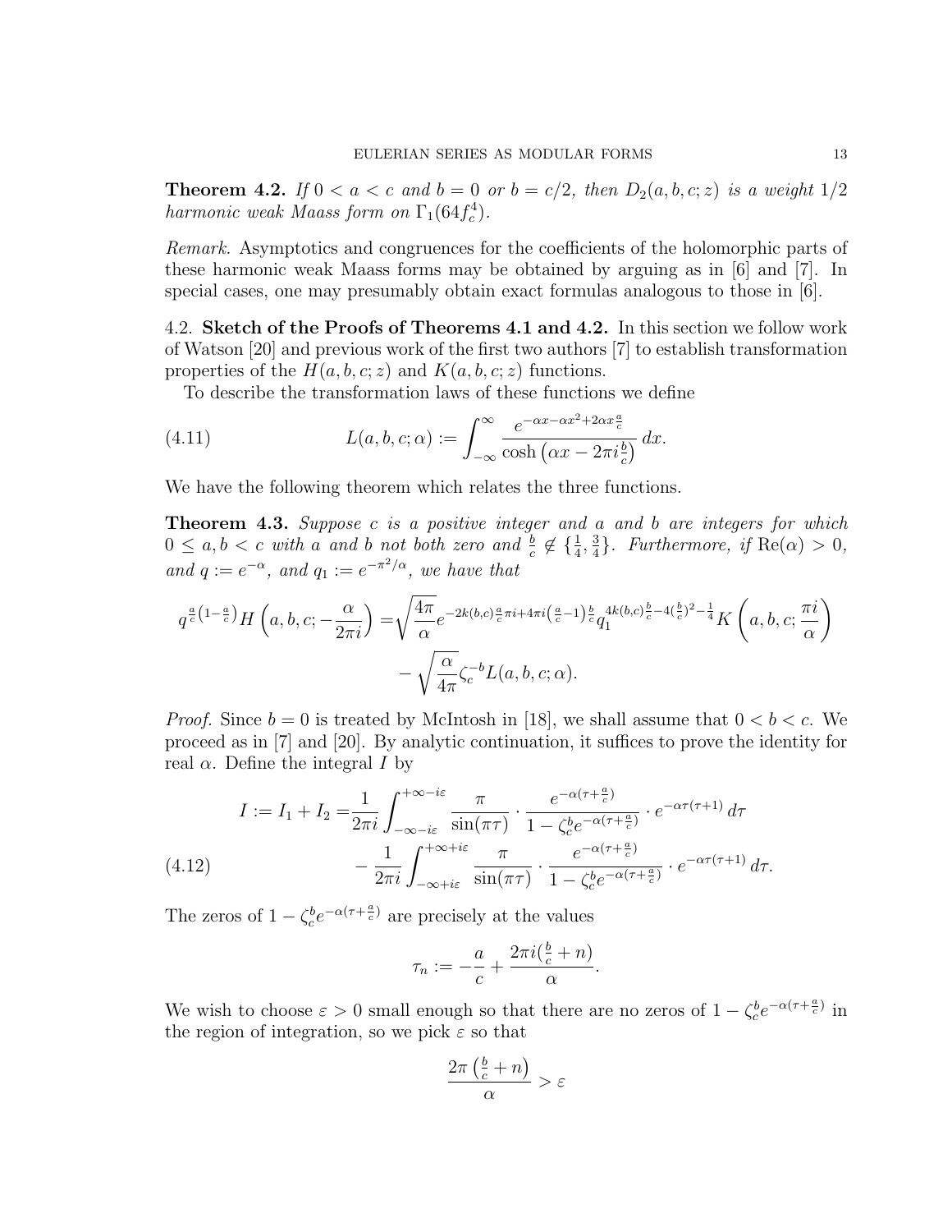**Theorem 4.2.** *If $0 < a < c$ and $b = 0$ or $b = c/2$, then $D_2(a, b, c; z)$ is a weight $1/2$ harmonic weak Maass form on $\Gamma_1(64 f_c^4)$.*

*Remark.* Asymptotics and congruences for the coefficients of the holomorphic parts of these harmonic weak Maass forms may be obtained by arguing as in [6] and [7]. In special cases, one may presumably obtain exact formulas analogous to those in [6].

4.2. **Sketch of the Proofs of Theorems 4.1 and 4.2.** In this section we follow work of Watson [20] and previous work of the first two authors [7] to establish transformation properties of the $H(a, b, c; z)$ and $K(a, b, c; z)$ functions.

To describe the transformation laws of these functions we define

$$L(a, b, c; \alpha) := \int_{-\infty}^{\infty} \frac{e^{-\alpha x - \alpha x^2 + 2\alpha x \frac{a}{c}}}{\cosh\left(\alpha x - 2\pi i \frac{b}{c}\right)}\, dx. \tag{4.11}$$

We have the following theorem which relates the three functions.

**Theorem 4.3.** *Suppose $c$ is a positive integer and $a$ and $b$ are integers for which $0 \leq a, b < c$ with $a$ and $b$ not both zero and $\frac{b}{c} \notin \{\frac{1}{4}, \frac{3}{4}\}$. Furthermore, if $\mathrm{Re}(\alpha) > 0$, and $q := e^{-\alpha}$, and $q_1 := e^{-\pi^2/\alpha}$, we have that*

$$q^{\frac{a}{c}\left(1 - \frac{a}{c}\right)} H\left(a, b, c; -\frac{\alpha}{2\pi i}\right) = \sqrt{\frac{4\pi}{\alpha}} e^{-2k(b,c)\frac{a}{c}\pi i + 4\pi i\left(\frac{a}{c} - 1\right)\frac{b}{c}} q_1^{4k(b,c)\frac{b}{c} - 4\left(\frac{b}{c}\right)^2 - \frac{1}{4}} K\left(a, b, c; \frac{\pi i}{\alpha}\right)$$
$$- \sqrt{\frac{\alpha}{4\pi}} \zeta_c^{-b} L(a, b, c; \alpha).$$

*Proof.* Since $b = 0$ is treated by McIntosh in [18], we shall assume that $0 < b < c$. We proceed as in [7] and [20]. By analytic continuation, it suffices to prove the identity for real $\alpha$. Define the integral $I$ by

$$\begin{aligned} I := I_1 + I_2 = &\frac{1}{2\pi i} \int_{-\infty - i\varepsilon}^{+\infty - i\varepsilon} \frac{\pi}{\sin(\pi\tau)} \cdot \frac{e^{-\alpha(\tau + \frac{a}{c})}}{1 - \zeta_c^b e^{-\alpha(\tau + \frac{a}{c})}} \cdot e^{-\alpha\tau(\tau+1)}\, d\tau \\ &- \frac{1}{2\pi i} \int_{-\infty + i\varepsilon}^{+\infty + i\varepsilon} \frac{\pi}{\sin(\pi\tau)} \cdot \frac{e^{-\alpha(\tau + \frac{a}{c})}}{1 - \zeta_c^b e^{-\alpha(\tau + \frac{a}{c})}} \cdot e^{-\alpha\tau(\tau+1)}\, d\tau. \end{aligned} \tag{4.12}$$

The zeros of $1 - \zeta_c^b e^{-\alpha(\tau + \frac{a}{c})}$ are precisely at the values

$$\tau_n := -\frac{a}{c} + \frac{2\pi i(\frac{b}{c} + n)}{\alpha}.$$

We wish to choose $\varepsilon > 0$ small enough so that there are no zeros of $1 - \zeta_c^b e^{-\alpha(\tau + \frac{a}{c})}$ in the region of integration, so we pick $\varepsilon$ so that

$$\frac{2\pi\left(\frac{b}{c} + n\right)}{\alpha} > \varepsilon$$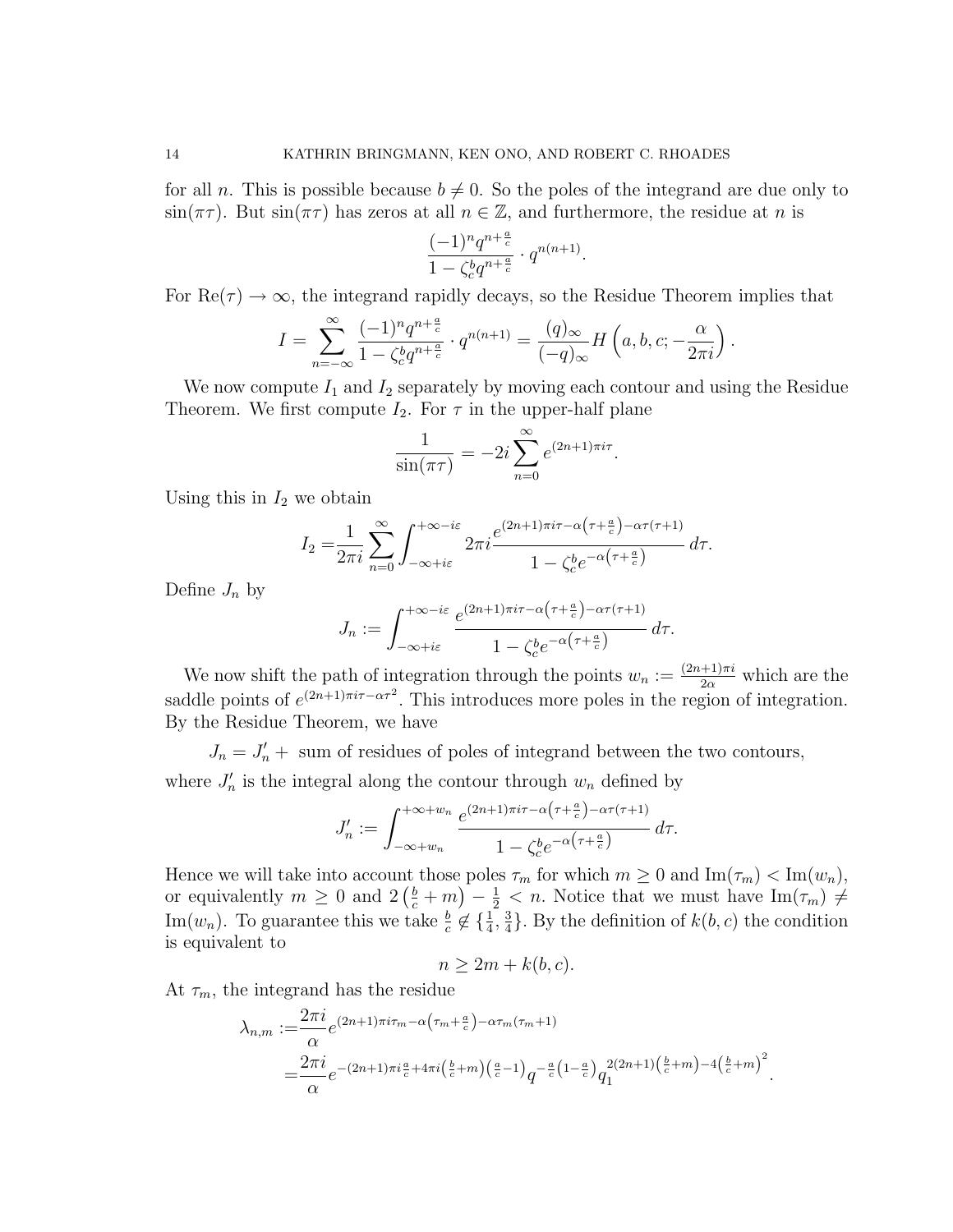for all $n$. This is possible because $b \neq 0$. So the poles of the integrand are due only to $\sin(\pi\tau)$. But $\sin(\pi\tau)$ has zeros at all $n \in \mathbb{Z}$, and furthermore, the residue at $n$ is

$$\frac{(-1)^n q^{n+\frac{a}{c}}}{1-\zeta_c^b q^{n+\frac{a}{c}}} \cdot q^{n(n+1)}.$$

For $\mathrm{Re}(\tau) \to \infty$, the integrand rapidly decays, so the Residue Theorem implies that

$$I = \sum_{n=-\infty}^{\infty} \frac{(-1)^n q^{n+\frac{a}{c}}}{1-\zeta_c^b q^{n+\frac{a}{c}}} \cdot q^{n(n+1)} = \frac{(q)_\infty}{(-q)_\infty} H\left(a,b,c;-\frac{\alpha}{2\pi i}\right).$$

We now compute $I_1$ and $I_2$ separately by moving each contour and using the Residue Theorem. We first compute $I_2$. For $\tau$ in the upper-half plane

$$\frac{1}{\sin(\pi\tau)} = -2i\sum_{n=0}^{\infty} e^{(2n+1)\pi i\tau}.$$

Using this in $I_2$ we obtain

$$I_2 = \frac{1}{2\pi i}\sum_{n=0}^{\infty}\int_{-\infty+i\varepsilon}^{+\infty-i\varepsilon} 2\pi i \frac{e^{(2n+1)\pi i\tau - \alpha\left(\tau+\frac{a}{c}\right)-\alpha\tau(\tau+1)}}{1-\zeta_c^b e^{-\alpha\left(\tau+\frac{a}{c}\right)}}\,d\tau.$$

Define $J_n$ by

$$J_n := \int_{-\infty+i\varepsilon}^{+\infty-i\varepsilon} \frac{e^{(2n+1)\pi i\tau - \alpha\left(\tau+\frac{a}{c}\right)-\alpha\tau(\tau+1)}}{1-\zeta_c^b e^{-\alpha\left(\tau+\frac{a}{c}\right)}}\,d\tau.$$

We now shift the path of integration through the points $w_n := \frac{(2n+1)\pi i}{2\alpha}$ which are the saddle points of $e^{(2n+1)\pi i\tau-\alpha\tau^2}$. This introduces more poles in the region of integration. By the Residue Theorem, we have

$$J_n = J_n' + \text{ sum of residues of poles of integrand between the two contours,}$$

where $J_n'$ is the integral along the contour through $w_n$ defined by

$$J_n' := \int_{-\infty+w_n}^{+\infty+w_n} \frac{e^{(2n+1)\pi i\tau - \alpha\left(\tau+\frac{a}{c}\right)-\alpha\tau(\tau+1)}}{1-\zeta_c^b e^{-\alpha\left(\tau+\frac{a}{c}\right)}}\,d\tau.$$

Hence we will take into account those poles $\tau_m$ for which $m \geq 0$ and $\mathrm{Im}(\tau_m) < \mathrm{Im}(w_n)$, or equivalently $m \geq 0$ and $2\left(\frac{b}{c}+m\right)-\frac{1}{2} < n$. Notice that we must have $\mathrm{Im}(\tau_m) \neq \mathrm{Im}(w_n)$. To guarantee this we take $\frac{b}{c} \notin \{\frac{1}{4}, \frac{3}{4}\}$. By the definition of $k(b,c)$ the condition is equivalent to

$$n \geq 2m + k(b,c).$$

At $\tau_m$, the integrand has the residue

$$\begin{aligned}
\lambda_{n,m} :=& \frac{2\pi i}{\alpha} e^{(2n+1)\pi i\tau_m - \alpha\left(\tau_m+\frac{a}{c}\right)-\alpha\tau_m(\tau_m+1)} \\
=& \frac{2\pi i}{\alpha} e^{-(2n+1)\pi i\frac{a}{c}+4\pi i\left(\frac{b}{c}+m\right)\left(\frac{a}{c}-1\right)} q^{-\frac{a}{c}\left(1-\frac{a}{c}\right)} q_1^{2(2n+1)\left(\frac{b}{c}+m\right)-4\left(\frac{b}{c}+m\right)^2}.
\end{aligned}$$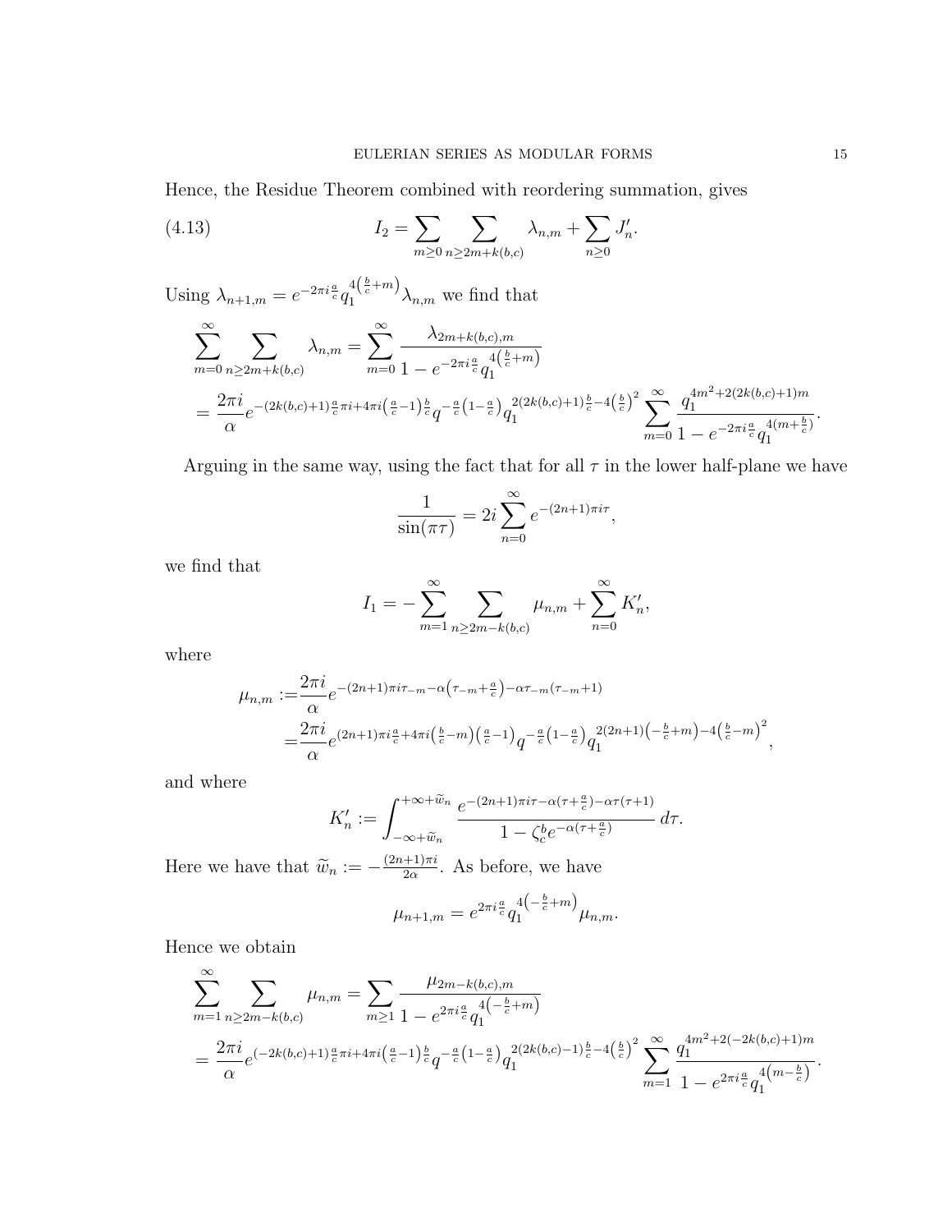Hence, the Residue Theorem combined with reordering summation, gives

$$I_2 = \sum_{m\geq 0} \sum_{n \geq 2m+k(b,c)} \lambda_{n,m} + \sum_{n\geq 0} J'_n. \tag{4.13}$$

Using $\lambda_{n+1,m} = e^{-2\pi i \frac{a}{c}} q_1^{4\left(\frac{b}{c}+m\right)} \lambda_{n,m}$ we find that

$$\begin{aligned}
\sum_{m=0}^{\infty} \sum_{n\geq 2m+k(b,c)} \lambda_{n,m} &= \sum_{m=0}^{\infty} \frac{\lambda_{2m+k(b,c),m}}{1-e^{-2\pi i \frac{a}{c}} q_1^{4\left(\frac{b}{c}+m\right)}} \\
&= \frac{2\pi i}{\alpha} e^{-(2k(b,c)+1)\frac{a}{c}\pi i + 4\pi i\left(\frac{a}{c}-1\right)\frac{b}{c}} q^{-\frac{a}{c}\left(1-\frac{a}{c}\right)} q_1^{2(2k(b,c)+1)\frac{b}{c} - 4\left(\frac{b}{c}\right)^2} \sum_{m=0}^{\infty} \frac{q_1^{4m^2+2(2k(b,c)+1)m}}{1-e^{-2\pi i \frac{a}{c}} q_1^{4(m+\frac{b}{c})}}.
\end{aligned}$$

Arguing in the same way, using the fact that for all $\tau$ in the lower half-plane we have

$$\frac{1}{\sin(\pi\tau)} = 2i \sum_{n=0}^{\infty} e^{-(2n+1)\pi i\tau},$$

we find that

$$I_1 = -\sum_{m=1}^{\infty} \sum_{n\geq 2m-k(b,c)} \mu_{n,m} + \sum_{n=0}^{\infty} K'_n,$$

where

$$\begin{aligned}
\mu_{n,m} :=& \frac{2\pi i}{\alpha} e^{-(2n+1)\pi i \tau_{-m} - \alpha\left(\tau_{-m}+\frac{a}{c}\right) - \alpha\tau_{-m}(\tau_{-m}+1)} \\
=& \frac{2\pi i}{\alpha} e^{(2n+1)\pi i \frac{a}{c} + 4\pi i\left(\frac{b}{c}-m\right)\left(\frac{a}{c}-1\right)} q^{-\frac{a}{c}\left(1-\frac{a}{c}\right)} q_1^{2(2n+1)\left(-\frac{b}{c}+m\right) - 4\left(\frac{b}{c}-m\right)^2},
\end{aligned}$$

and where

$$K'_n := \int_{-\infty+\widetilde{w}_n}^{+\infty+\widetilde{w}_n} \frac{e^{-(2n+1)\pi i\tau - \alpha(\tau+\frac{a}{c}) - \alpha\tau(\tau+1)}}{1-\zeta_c^b e^{-\alpha(\tau+\frac{a}{c})}}\, d\tau.$$

Here we have that $\widetilde{w}_n := -\frac{(2n+1)\pi i}{2\alpha}$. As before, we have

$$\mu_{n+1,m} = e^{2\pi i \frac{a}{c}} q_1^{4\left(-\frac{b}{c}+m\right)} \mu_{n,m}.$$

Hence we obtain

$$\begin{aligned}
\sum_{m=1}^{\infty} \sum_{n\geq 2m-k(b,c)} \mu_{n,m} &= \sum_{m\geq 1} \frac{\mu_{2m-k(b,c),m}}{1-e^{2\pi i \frac{a}{c}} q_1^{4\left(-\frac{b}{c}+m\right)}} \\
&= \frac{2\pi i}{\alpha} e^{(-2k(b,c)+1)\frac{a}{c}\pi i + 4\pi i\left(\frac{a}{c}-1\right)\frac{b}{c}} q^{-\frac{a}{c}\left(1-\frac{a}{c}\right)} q_1^{2(2k(b,c)-1)\frac{b}{c} - 4\left(\frac{b}{c}\right)^2} \sum_{m=1}^{\infty} \frac{q_1^{4m^2+2(-2k(b,c)+1)m}}{1-e^{2\pi i \frac{a}{c}} q_1^{4\left(m-\frac{b}{c}\right)}}.
\end{aligned}$$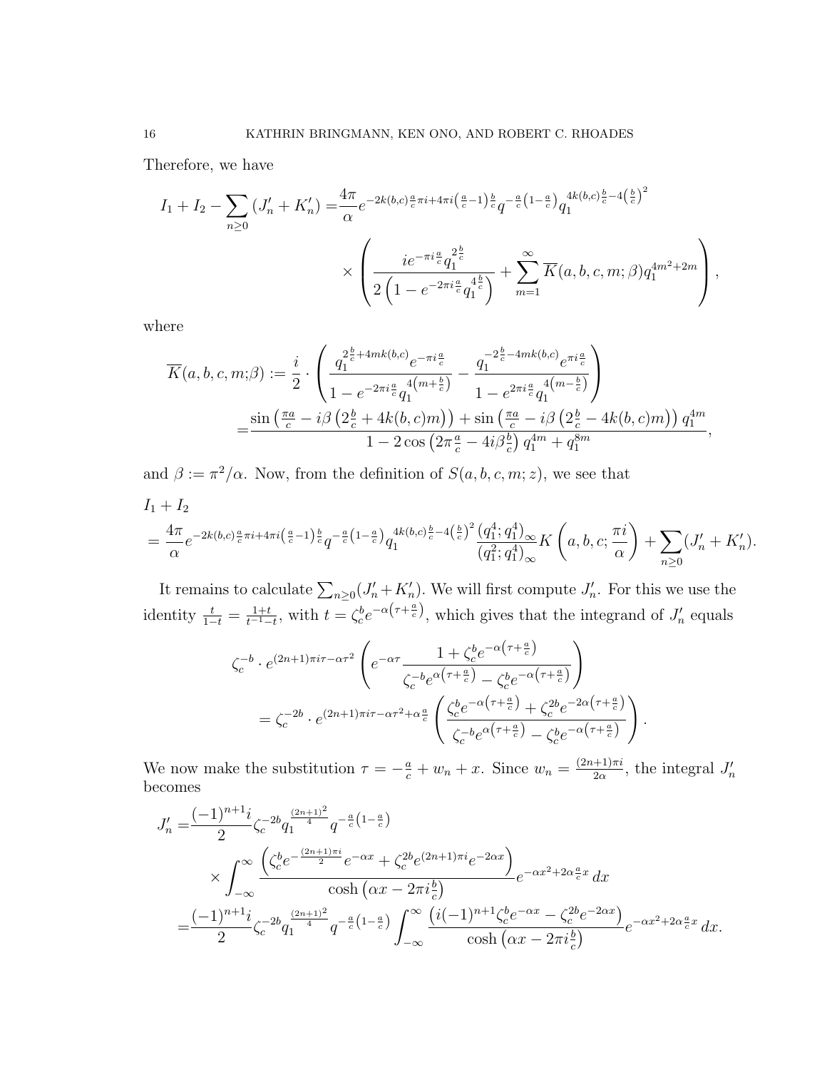Therefore, we have

$$I_1 + I_2 - \sum_{n\geq 0} \left(J_n' + K_n'\right) = \frac{4\pi}{\alpha} e^{-2k(b,c)\frac{a}{c}\pi i + 4\pi i\left(\frac{a}{c}-1\right)\frac{b}{c}} q^{-\frac{a}{c}\left(1-\frac{a}{c}\right)} q_1^{4k(b,c)\frac{b}{c} - 4\left(\frac{b}{c}\right)^2} \times \left( \frac{i e^{-\pi i \frac{a}{c}} q_1^{2\frac{b}{c}}}{2\left(1 - e^{-2\pi i \frac{a}{c}} q_1^{4\frac{b}{c}}\right)} + \sum_{m=1}^{\infty} \overline{K}(a,b,c,m;\beta) q_1^{4m^2+2m} \right),$$

where

$$\overline{K}(a,b,c,m;\beta) := \frac{i}{2} \cdot \left( \frac{q_1^{2\frac{b}{c} + 4mk(b,c)} e^{-\pi i \frac{a}{c}}}{1 - e^{-2\pi i \frac{a}{c}} q_1^{4\left(m + \frac{b}{c}\right)}} - \frac{q_1^{-2\frac{b}{c} - 4mk(b,c)} e^{\pi i \frac{a}{c}}}{1 - e^{2\pi i \frac{a}{c}} q_1^{4\left(m - \frac{b}{c}\right)}} \right)$$
$$= \frac{\sin\left(\frac{\pi a}{c} - i\beta\left(2\frac{b}{c} + 4k(b,c)m\right)\right) + \sin\left(\frac{\pi a}{c} - i\beta\left(2\frac{b}{c} - 4k(b,c)m\right)\right) q_1^{4m}}{1 - 2\cos\left(2\pi \frac{a}{c} - 4i\beta \frac{b}{c}\right) q_1^{4m} + q_1^{8m}},$$

and $\beta := \pi^2/\alpha$. Now, from the definition of $S(a,b,c,m;z)$, we see that

$$I_1 + I_2 = \frac{4\pi}{\alpha} e^{-2k(b,c)\frac{a}{c}\pi i + 4\pi i\left(\frac{a}{c}-1\right)\frac{b}{c}} q^{-\frac{a}{c}\left(1-\frac{a}{c}\right)} q_1^{4k(b,c)\frac{b}{c} - 4\left(\frac{b}{c}\right)^2} \frac{\left(q_1^4; q_1^4\right)_\infty}{\left(q_1^2; q_1^4\right)_\infty^2} K\left(a,b,c;\frac{\pi i}{\alpha}\right) + \sum_{n\geq 0} (J_n' + K_n').$$

It remains to calculate $\sum_{n\geq 0}(J_n' + K_n')$. We will first compute $J_n'$. For this we use the identity $\frac{t}{1-t} = \frac{1+t}{t^{-1}-t}$, with $t = \zeta_c^b e^{-\alpha\left(\tau + \frac{a}{c}\right)}$, which gives that the integrand of $J_n'$ equals

$$\zeta_c^{-b} \cdot e^{(2n+1)\pi i \tau - \alpha\tau^2} \left( e^{-\alpha\tau} \frac{1 + \zeta_c^b e^{-\alpha\left(\tau + \frac{a}{c}\right)}}{\zeta_c^{-b} e^{\alpha\left(\tau + \frac{a}{c}\right)} - \zeta_c^b e^{-\alpha\left(\tau + \frac{a}{c}\right)}} \right)$$
$$= \zeta_c^{-2b} \cdot e^{(2n+1)\pi i \tau - \alpha\tau^2 + \alpha\frac{a}{c}} \left( \frac{\zeta_c^b e^{-\alpha\left(\tau + \frac{a}{c}\right)} + \zeta_c^{2b} e^{-2\alpha\left(\tau + \frac{a}{c}\right)}}{\zeta_c^{-b} e^{\alpha\left(\tau + \frac{a}{c}\right)} - \zeta_c^b e^{-\alpha\left(\tau + \frac{a}{c}\right)}} \right).$$

We now make the substitution $\tau = -\frac{a}{c} + w_n + x$. Since $w_n = \frac{(2n+1)\pi i}{2\alpha}$, the integral $J_n'$ becomes

$$J_n' = \frac{(-1)^{n+1} i}{2} \zeta_c^{-2b} q_1^{\frac{(2n+1)^2}{4}} q^{-\frac{a}{c}\left(1-\frac{a}{c}\right)} \times \int_{-\infty}^{\infty} \frac{\left(\zeta_c^b e^{-\frac{(2n+1)\pi i}{2}} e^{-\alpha x} + \zeta_c^{2b} e^{(2n+1)\pi i} e^{-2\alpha x}\right)}{\cosh\left(\alpha x - 2\pi i \frac{b}{c}\right)} e^{-\alpha x^2 + 2\alpha\frac{a}{c}x}\, dx$$
$$= \frac{(-1)^{n+1} i}{2} \zeta_c^{-2b} q_1^{\frac{(2n+1)^2}{4}} q^{-\frac{a}{c}\left(1-\frac{a}{c}\right)} \int_{-\infty}^{\infty} \frac{\left(i(-1)^{n+1} \zeta_c^b e^{-\alpha x} - \zeta_c^{2b} e^{-2\alpha x}\right)}{\cosh\left(\alpha x - 2\pi i \frac{b}{c}\right)} e^{-\alpha x^2 + 2\alpha\frac{a}{c}x}\, dx.$$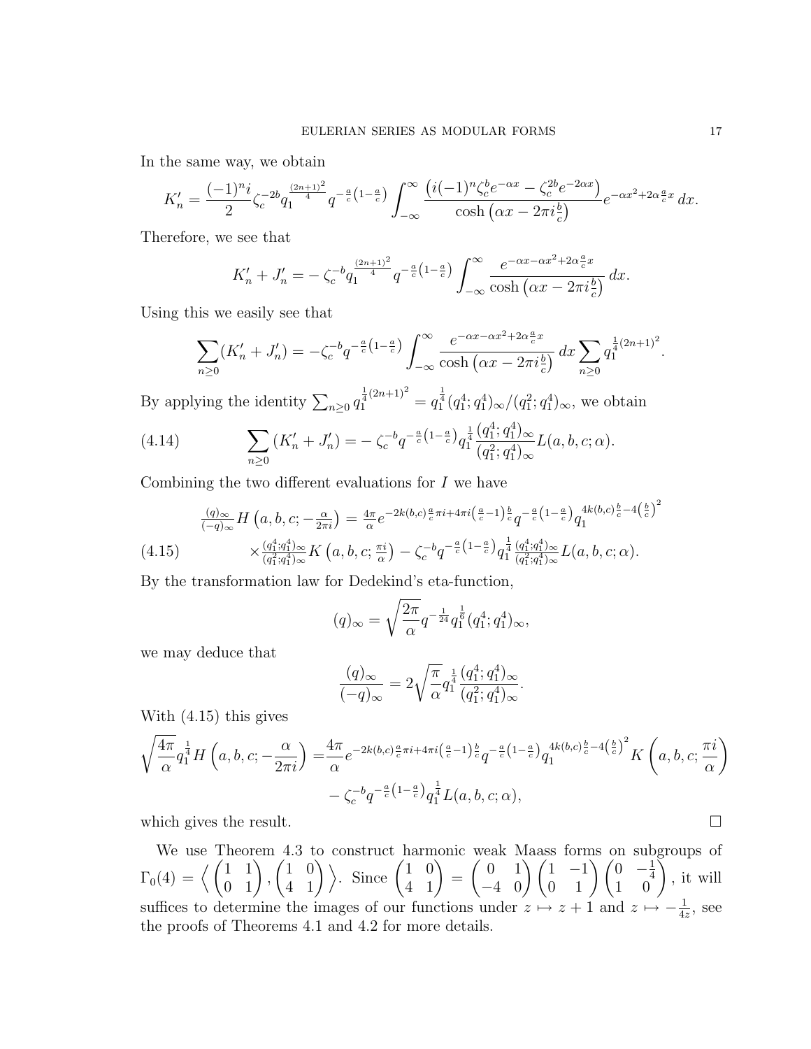In the same way, we obtain

$$K_n' = \frac{(-1)^n i}{2}\zeta_c^{-2b} q_1^{\frac{(2n+1)^2}{4}} q^{-\frac{a}{c}\left(1-\frac{a}{c}\right)} \int_{-\infty}^{\infty} \frac{\left(i(-1)^n \zeta_c^b e^{-\alpha x} - \zeta_c^{2b} e^{-2\alpha x}\right)}{\cosh\left(\alpha x - 2\pi i \frac{b}{c}\right)} e^{-\alpha x^2 + 2\alpha \frac{a}{c} x}\, dx.$$

Therefore, we see that

$$K_n' + J_n' = -\,\zeta_c^{-b} q_1^{\frac{(2n+1)^2}{4}} q^{-\frac{a}{c}\left(1-\frac{a}{c}\right)} \int_{-\infty}^{\infty} \frac{e^{-\alpha x - \alpha x^2 + 2\alpha \frac{a}{c} x}}{\cosh\left(\alpha x - 2\pi i \frac{b}{c}\right)}\, dx.$$

Using this we easily see that

$$\sum_{n\geq 0} (K_n' + J_n') = -\zeta_c^{-b} q^{-\frac{a}{c}\left(1-\frac{a}{c}\right)} \int_{-\infty}^{\infty} \frac{e^{-\alpha x - \alpha x^2 + 2\alpha \frac{a}{c} x}}{\cosh\left(\alpha x - 2\pi i \frac{b}{c}\right)}\, dx \sum_{n\geq 0} q_1^{\frac{1}{4}(2n+1)^2}.$$

By applying the identity $\sum_{n\geq 0} q_1^{\frac{1}{4}(2n+1)^2} = q_1^{\frac{1}{4}}(q_1^4;q_1^4)_\infty/(q_1^2;q_1^4)_\infty$, we obtain

$$\sum_{n\geq 0} \left(K_n' + J_n'\right) = -\,\zeta_c^{-b} q^{-\frac{a}{c}\left(1-\frac{a}{c}\right)} q_1^{\frac{1}{4}} \frac{(q_1^4;q_1^4)_\infty}{(q_1^2;q_1^4)_\infty} L(a,b,c;\alpha). \tag{4.14}$$

Combining the two different evaluations for $I$ we have

$$\begin{aligned} \tfrac{(q)_\infty}{(-q)_\infty} H\left(a,b,c;-\tfrac{\alpha}{2\pi i}\right) &= \tfrac{4\pi}{\alpha} e^{-2k(b,c)\frac{a}{c}\pi i + 4\pi i\left(\frac{a}{c}-1\right)\frac{b}{c}} q^{-\frac{a}{c}\left(1-\frac{a}{c}\right)} q_1^{4k(b,c)\frac{b}{c} - 4\left(\frac{b}{c}\right)^2} \\ &\times \tfrac{(q_1^4;q_1^4)_\infty}{(q_1^2;q_1^4)_\infty} K\left(a,b,c;\tfrac{\pi i}{\alpha}\right) - \zeta_c^{-b} q^{-\frac{a}{c}\left(1-\frac{a}{c}\right)} q_1^{\frac{1}{4}} \tfrac{(q_1^4;q_1^4)_\infty}{(q_1^2;q_1^4)_\infty} L(a,b,c;\alpha). \end{aligned} \tag{4.15}$$

By the transformation law for Dedekind's eta-function,

$$(q)_\infty = \sqrt{\frac{2\pi}{\alpha}} q^{-\frac{1}{24}} q_1^{\frac{1}{6}} (q_1^4;q_1^4)_\infty,$$

we may deduce that

$$\frac{(q)_\infty}{(-q)_\infty} = 2\sqrt{\frac{\pi}{\alpha}} q_1^{\frac{1}{4}} \frac{(q_1^4;q_1^4)_\infty}{(q_1^2;q_1^4)_\infty}.$$

With (4.15) this gives

$$\begin{aligned} \sqrt{\frac{4\pi}{\alpha}} q_1^{\frac{1}{4}} H\left(a,b,c;-\frac{\alpha}{2\pi i}\right) =& \frac{4\pi}{\alpha} e^{-2k(b,c)\frac{a}{c}\pi i + 4\pi i\left(\frac{a}{c}-1\right)\frac{b}{c}} q^{-\frac{a}{c}\left(1-\frac{a}{c}\right)} q_1^{4k(b,c)\frac{b}{c} - 4\left(\frac{b}{c}\right)^2} K\left(a,b,c;\frac{\pi i}{\alpha}\right) \\ &- \zeta_c^{-b} q^{-\frac{a}{c}\left(1-\frac{a}{c}\right)} q_1^{\frac{1}{4}} L(a,b,c;\alpha), \end{aligned}$$

which gives the result. $\square$

We use Theorem 4.3 to construct harmonic weak Maass forms on subgroups of $\Gamma_0(4) = \left\langle \begin{pmatrix} 1 & 1 \\ 0 & 1 \end{pmatrix}, \begin{pmatrix} 1 & 0 \\ 4 & 1 \end{pmatrix} \right\rangle$. Since $\begin{pmatrix} 1 & 0 \\ 4 & 1 \end{pmatrix} = \begin{pmatrix} 0 & 1 \\ -4 & 0 \end{pmatrix} \begin{pmatrix} 1 & -1 \\ 0 & 1 \end{pmatrix} \begin{pmatrix} 0 & -\frac{1}{4} \\ 1 & 0 \end{pmatrix}$, it will suffices to determine the images of our functions under $z \mapsto z+1$ and $z \mapsto -\frac{1}{4z}$, see the proofs of Theorems 4.1 and 4.2 for more details.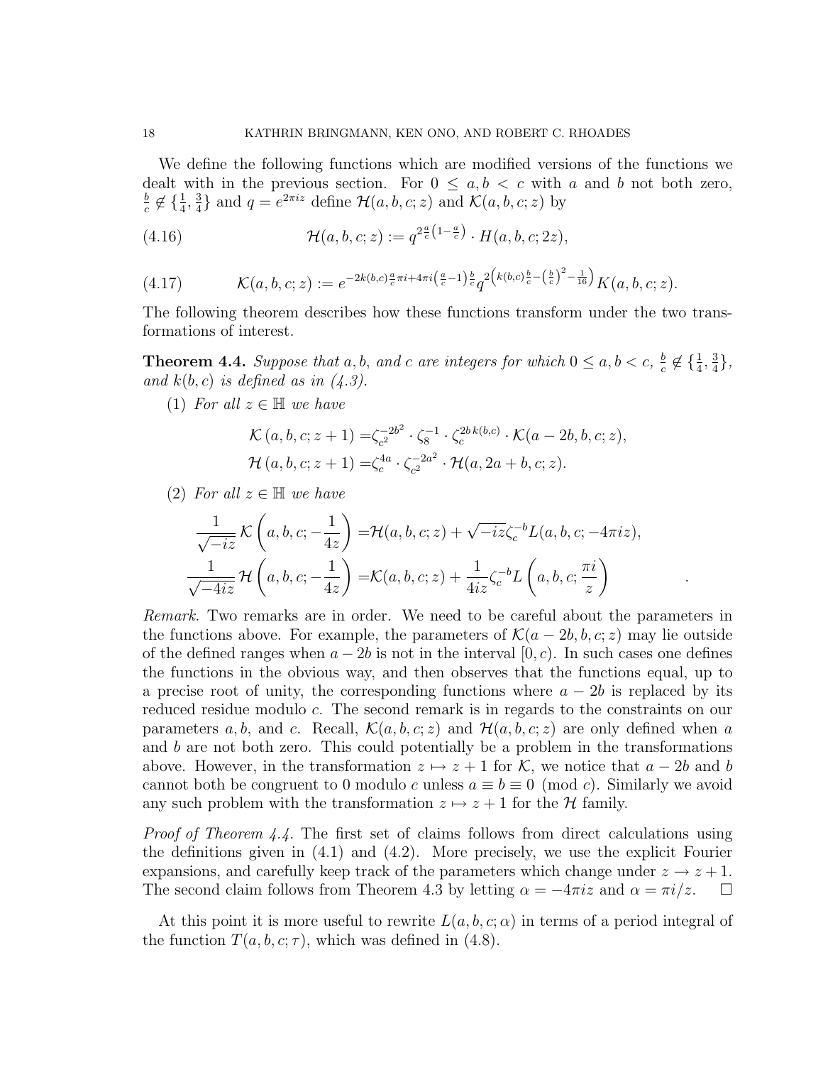We define the following functions which are modified versions of the functions we dealt with in the previous section. For $0 \leq a, b < c$ with $a$ and $b$ not both zero, $\frac{b}{c} \notin \{\frac{1}{4}, \frac{3}{4}\}$ and $q = e^{2\pi i z}$ define $\mathcal{H}(a, b, c; z)$ and $\mathcal{K}(a, b, c; z)$ by

$$\mathcal{H}(a, b, c; z) := q^{2\frac{a}{c}\left(1 - \frac{a}{c}\right)} \cdot H(a, b, c; 2z), \tag{4.16}$$

$$\mathcal{K}(a, b, c; z) := e^{-2k(b,c)\frac{a}{c}\pi i + 4\pi i\left(\frac{a}{c} - 1\right)\frac{b}{c}} q^{2\left(k(b,c)\frac{b}{c} - \left(\frac{b}{c}\right)^2 - \frac{1}{16}\right)} K(a, b, c; z). \tag{4.17}$$

The following theorem describes how these functions transform under the two transformations of interest.

**Theorem 4.4.** *Suppose that $a, b,$ and $c$ are integers for which $0 \leq a, b < c$, $\frac{b}{c} \notin \{\frac{1}{4}, \frac{3}{4}\}$, and $k(b, c)$ is defined as in (4.3).*

(1) *For all $z \in \mathbb{H}$ we have*

$$\mathcal{K}\left(a, b, c; z + 1\right) = \zeta_{c^2}^{-2b^2} \cdot \zeta_8^{-1} \cdot \zeta_c^{2b\,k(b,c)} \cdot \mathcal{K}(a - 2b, b, c; z),$$
$$\mathcal{H}\left(a, b, c; z + 1\right) = \zeta_c^{4a} \cdot \zeta_{c^2}^{-2a^2} \cdot \mathcal{H}(a, 2a + b, c; z).$$

(2) *For all $z \in \mathbb{H}$ we have*

$$\frac{1}{\sqrt{-iz}}\,\mathcal{K}\left(a, b, c; -\frac{1}{4z}\right) = \mathcal{H}(a, b, c; z) + \sqrt{-iz}\,\zeta_c^{-b} L(a, b, c; -4\pi i z),$$
$$\frac{1}{\sqrt{-4iz}}\,\mathcal{H}\left(a, b, c; -\frac{1}{4z}\right) = \mathcal{K}(a, b, c; z) + \frac{1}{4iz}\zeta_c^{-b} L\left(a, b, c; \frac{\pi i}{z}\right).$$

*Remark.* Two remarks are in order. We need to be careful about the parameters in the functions above. For example, the parameters of $\mathcal{K}(a - 2b, b, c; z)$ may lie outside of the defined ranges when $a - 2b$ is not in the interval $[0, c)$. In such cases one defines the functions in the obvious way, and then observes that the functions equal, up to a precise root of unity, the corresponding functions where $a - 2b$ is replaced by its reduced residue modulo $c$. The second remark is in regards to the constraints on our parameters $a, b,$ and $c$. Recall, $\mathcal{K}(a, b, c; z)$ and $\mathcal{H}(a, b, c; z)$ are only defined when $a$ and $b$ are not both zero. This could potentially be a problem in the transformations above. However, in the transformation $z \mapsto z + 1$ for $\mathcal{K}$, we notice that $a - 2b$ and $b$ cannot both be congruent to 0 modulo $c$ unless $a \equiv b \equiv 0 \pmod{c}$. Similarly we avoid any such problem with the transformation $z \mapsto z + 1$ for the $\mathcal{H}$ family.

*Proof of Theorem 4.4.* The first set of claims follows from direct calculations using the definitions given in (4.1) and (4.2). More precisely, we use the explicit Fourier expansions, and carefully keep track of the parameters which change under $z \to z + 1$. The second claim follows from Theorem 4.3 by letting $\alpha = -4\pi i z$ and $\alpha = \pi i / z$. $\square$

At this point it is more useful to rewrite $L(a, b, c; \alpha)$ in terms of a period integral of the function $T(a, b, c; \tau)$, which was defined in (4.8).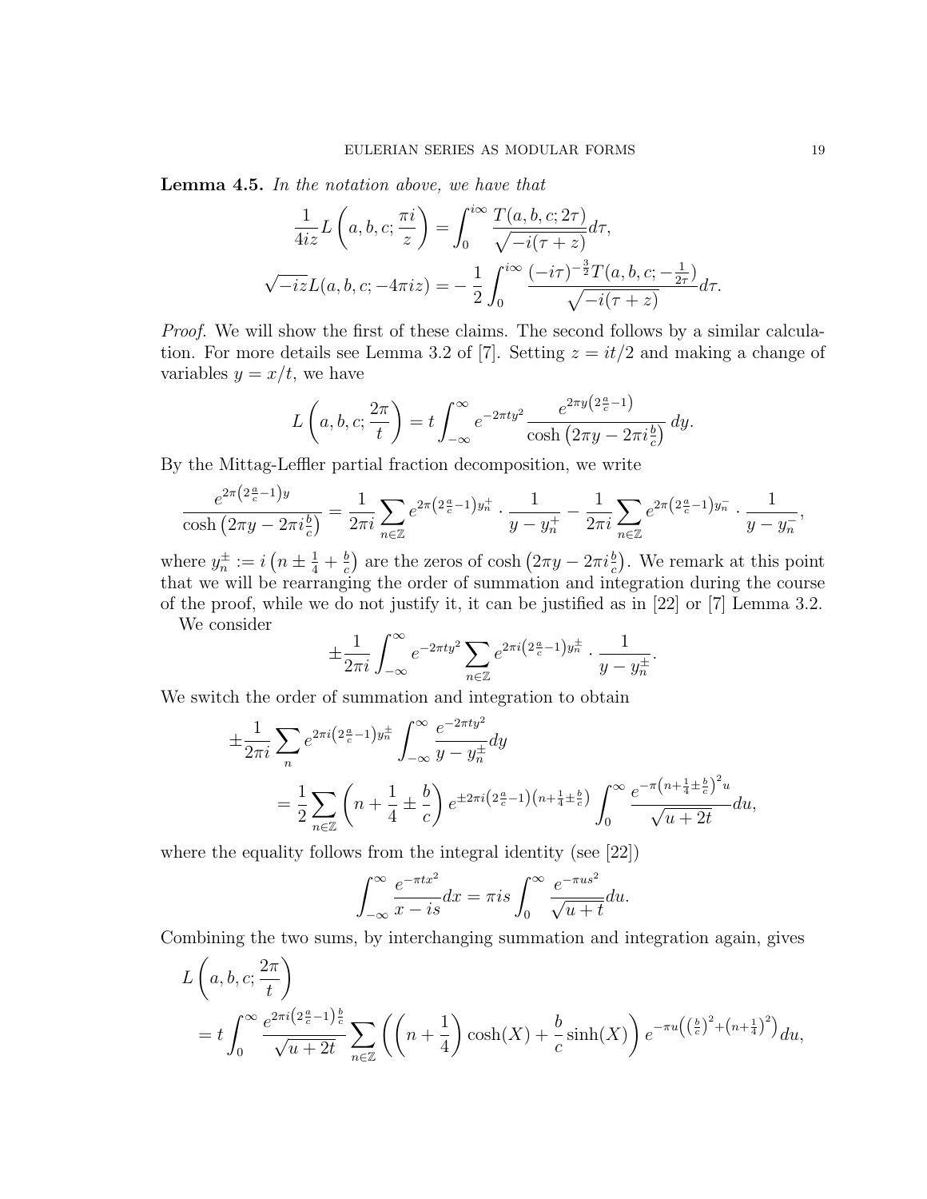**Lemma 4.5.** *In the notation above, we have that*

$$\frac{1}{4iz} L\left(a, b, c; \frac{\pi i}{z}\right) = \int_0^{i\infty} \frac{T(a, b, c; 2\tau)}{\sqrt{-i(\tau + z)}} d\tau,$$

$$\sqrt{-iz} L(a, b, c; -4\pi i z) = -\frac{1}{2} \int_0^{i\infty} \frac{(-i\tau)^{-\frac{3}{2}} T(a, b, c; -\frac{1}{2\tau})}{\sqrt{-i(\tau + z)}} d\tau.$$

*Proof.* We will show the first of these claims. The second follows by a similar calculation. For more details see Lemma 3.2 of [7]. Setting $z = it/2$ and making a change of variables $y = x/t$, we have

$$L\left(a, b, c; \frac{2\pi}{t}\right) = t \int_{-\infty}^{\infty} e^{-2\pi t y^2} \frac{e^{2\pi y \left(2\frac{a}{c} - 1\right)}}{\cosh\left(2\pi y - 2\pi i \frac{b}{c}\right)} dy.$$

By the Mittag-Leffler partial fraction decomposition, we write

$$\frac{e^{2\pi\left(2\frac{a}{c}-1\right)y}}{\cosh\left(2\pi y - 2\pi i \frac{b}{c}\right)} = \frac{1}{2\pi i} \sum_{n \in \mathbb{Z}} e^{2\pi\left(2\frac{a}{c}-1\right)y_n^+} \cdot \frac{1}{y - y_n^+} - \frac{1}{2\pi i} \sum_{n \in \mathbb{Z}} e^{2\pi\left(2\frac{a}{c}-1\right)y_n^-} \cdot \frac{1}{y - y_n^-},$$

where $y_n^\pm := i\left(n \pm \frac{1}{4} + \frac{b}{c}\right)$ are the zeros of $\cosh\left(2\pi y - 2\pi i \frac{b}{c}\right)$. We remark at this point that we will be rearranging the order of summation and integration during the course of the proof, while we do not justify it, it can be justified as in [22] or [7] Lemma 3.2.

We consider

$$\pm \frac{1}{2\pi i} \int_{-\infty}^{\infty} e^{-2\pi t y^2} \sum_{n \in \mathbb{Z}} e^{2\pi i\left(2\frac{a}{c}-1\right)y_n^\pm} \cdot \frac{1}{y - y_n^\pm}.$$

We switch the order of summation and integration to obtain

$$\begin{aligned}
&\pm \frac{1}{2\pi i} \sum_n e^{2\pi i\left(2\frac{a}{c}-1\right)y_n^\pm} \int_{-\infty}^{\infty} \frac{e^{-2\pi t y^2}}{y - y_n^\pm} dy \\
&\qquad = \frac{1}{2} \sum_{n \in \mathbb{Z}} \left(n + \frac{1}{4} \pm \frac{b}{c}\right) e^{\pm 2\pi i\left(2\frac{a}{c}-1\right)\left(n + \frac{1}{4} \pm \frac{b}{c}\right)} \int_0^\infty \frac{e^{-\pi\left(n + \frac{1}{4} \pm \frac{b}{c}\right)^2 u}}{\sqrt{u + 2t}} du,
\end{aligned}$$

where the equality follows from the integral identity (see [22])

$$\int_{-\infty}^{\infty} \frac{e^{-\pi t x^2}}{x - is} dx = \pi i s \int_0^\infty \frac{e^{-\pi u s^2}}{\sqrt{u + t}} du.$$

Combining the two sums, by interchanging summation and integration again, gives

$$\begin{aligned}
&L\left(a, b, c; \frac{2\pi}{t}\right) \\
&= t \int_0^\infty \frac{e^{2\pi i\left(2\frac{a}{c}-1\right)\frac{b}{c}}}{\sqrt{u + 2t}} \sum_{n \in \mathbb{Z}} \left(\left(n + \frac{1}{4}\right)\cosh(X) + \frac{b}{c}\sinh(X)\right) e^{-\pi u\left(\left(\frac{b}{c}\right)^2 + \left(n + \frac{1}{4}\right)^2\right)} du,
\end{aligned}$$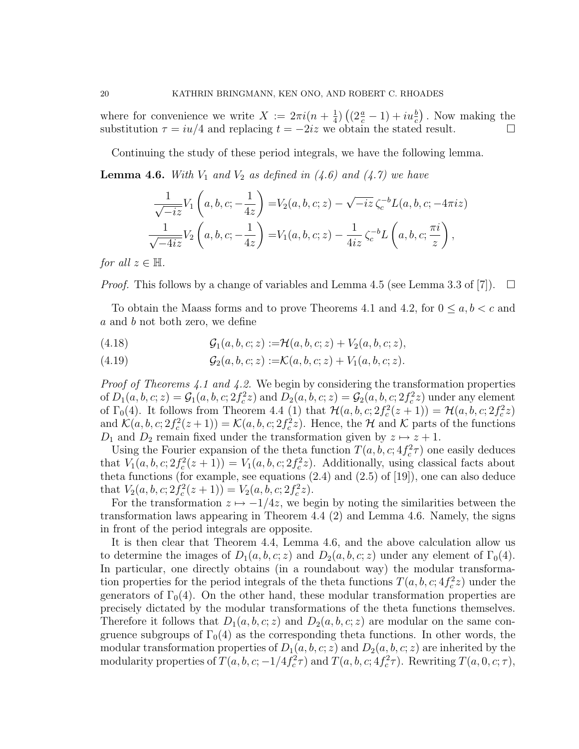where for convenience we write $X := 2\pi i(n+\frac{1}{4})\left((2\frac{a}{c}-1)+iu\frac{b}{c}\right)$. Now making the substitution $\tau = iu/4$ and replacing $t = -2iz$ we obtain the stated result. $\square$

Continuing the study of these period integrals, we have the following lemma.

**Lemma 4.6.** *With $V_1$ and $V_2$ as defined in (4.6) and (4.7) we have*

$$\frac{1}{\sqrt{-iz}}V_1\left(a,b,c;-\frac{1}{4z}\right) = V_2(a,b,c;z) - \sqrt{-iz}\,\zeta_c^{-b}L(a,b,c;-4\pi iz)$$

$$\frac{1}{\sqrt{-4iz}}V_2\left(a,b,c;-\frac{1}{4z}\right) = V_1(a,b,c;z) - \frac{1}{4iz}\,\zeta_c^{-b}L\left(a,b,c;\frac{\pi i}{z}\right),$$

*for all $z \in \mathbb{H}$.*

*Proof.* This follows by a change of variables and Lemma 4.5 (see Lemma 3.3 of [7]). $\square$

To obtain the Maass forms and to prove Theorems 4.1 and 4.2, for $0 \le a, b < c$ and $a$ and $b$ not both zero, we define

$$\mathcal{G}_1(a,b,c;z) := \mathcal{H}(a,b,c;z) + V_2(a,b,c;z), \tag{4.18}$$

$$\mathcal{G}_2(a,b,c;z) := \mathcal{K}(a,b,c;z) + V_1(a,b,c;z). \tag{4.19}$$

*Proof of Theorems 4.1 and 4.2.* We begin by considering the transformation properties of $D_1(a,b,c;z) = \mathcal{G}_1(a,b,c;2f_c^2z)$ and $D_2(a,b,c;z) = \mathcal{G}_2(a,b,c;2f_c^2z)$ under any element of $\Gamma_0(4)$. It follows from Theorem 4.4 (1) that $\mathcal{H}(a,b,c;2f_c^2(z+1)) = \mathcal{H}(a,b,c;2f_c^2z)$ and $\mathcal{K}(a,b,c;2f_c^2(z+1)) = \mathcal{K}(a,b,c;2f_c^2z)$. Hence, the $\mathcal{H}$ and $\mathcal{K}$ parts of the functions $D_1$ and $D_2$ remain fixed under the transformation given by $z \mapsto z+1$.

Using the Fourier expansion of the theta function $T(a,b,c;4f_c^2\tau)$ one easily deduces that $V_1(a,b,c;2f_c^2(z+1)) = V_1(a,b,c;2f_c^2z)$. Additionally, using classical facts about theta functions (for example, see equations (2.4) and (2.5) of [19]), one can also deduce that $V_2(a,b,c;2f_c^2(z+1)) = V_2(a,b,c;2f_c^2z)$.

For the transformation $z \mapsto -1/4z$, we begin by noting the similarities between the transformation laws appearing in Theorem 4.4 (2) and Lemma 4.6. Namely, the signs in front of the period integrals are opposite.

It is then clear that Theorem 4.4, Lemma 4.6, and the above calculation allow us to determine the images of $D_1(a,b,c;z)$ and $D_2(a,b,c;z)$ under any element of $\Gamma_0(4)$. In particular, one directly obtains (in a roundabout way) the modular transformation properties for the period integrals of the theta functions $T(a,b,c;4f_c^2z)$ under the generators of $\Gamma_0(4)$. On the other hand, these modular transformation properties are precisely dictated by the modular transformations of the theta functions themselves. Therefore it follows that $D_1(a,b,c;z)$ and $D_2(a,b,c;z)$ are modular on the same congruence subgroups of $\Gamma_0(4)$ as the corresponding theta functions. In other words, the modular transformation properties of $D_1(a,b,c;z)$ and $D_2(a,b,c;z)$ are inherited by the modularity properties of $T(a,b,c;-1/4f_c^2\tau)$ and $T(a,b,c;4f_c^2\tau)$. Rewriting $T(a,0,c;\tau)$,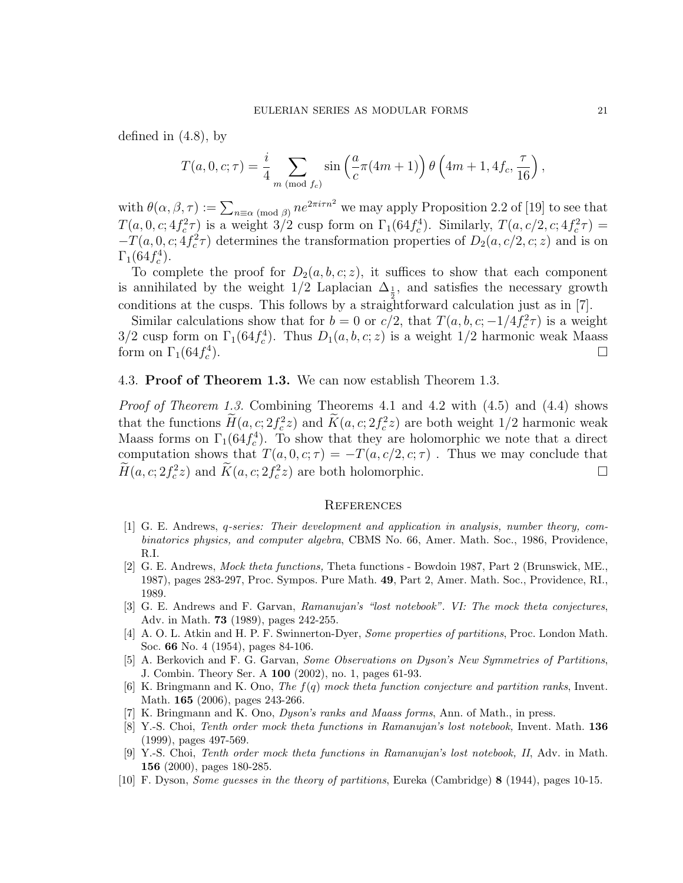defined in (4.8), by

$$T(a, 0, c; \tau) = \frac{i}{4} \sum_{m \pmod{f_c}} \sin\left(\frac{a}{c}\pi(4m+1)\right) \theta\left(4m+1, 4f_c, \frac{\tau}{16}\right),$$

with $\theta(\alpha, \beta, \tau) := \sum_{n \equiv \alpha \pmod{\beta}} n e^{2\pi i \tau n^2}$ we may apply Proposition 2.2 of [19] to see that $T(a, 0, c; 4f_c^2\tau)$ is a weight 3/2 cusp form on $\Gamma_1(64f_c^4)$. Similarly, $T(a, c/2, c; 4f_c^2\tau) = -T(a, 0, c; 4f_c^2\tau)$ determines the transformation properties of $D_2(a, c/2, c; z)$ and is on $\Gamma_1(64f_c^4)$.

To complete the proof for $D_2(a, b, c; z)$, it suffices to show that each component is annihilated by the weight 1/2 Laplacian $\Delta_{\frac{1}{2}}$, and satisfies the necessary growth conditions at the cusps. This follows by a straightforward calculation just as in [7].

Similar calculations show that for $b = 0$ or $c/2$, that $T(a, b, c; -1/4f_c^2\tau)$ is a weight 3/2 cusp form on $\Gamma_1(64f_c^4)$. Thus $D_1(a, b, c; z)$ is a weight 1/2 harmonic weak Maass form on $\Gamma_1(64f_c^4)$. □

## 4.3. **Proof of Theorem 1.3.** We can now establish Theorem 1.3.

*Proof of Theorem 1.3.* Combining Theorems 4.1 and 4.2 with (4.5) and (4.4) shows that the functions $\widetilde{H}(a, c; 2f_c^2 z)$ and $\widetilde{K}(a, c; 2f_c^2 z)$ are both weight 1/2 harmonic weak Maass forms on $\Gamma_1(64f_c^4)$. To show that they are holomorphic we note that a direct computation shows that $T(a, 0, c; \tau) = -T(a, c/2, c; \tau)$ . Thus we may conclude that $\widetilde{H}(a, c; 2f_c^2 z)$ and $\widetilde{K}(a, c; 2f_c^2 z)$ are both holomorphic. □

## References

[1] G. E. Andrews, *q-series: Their development and application in analysis, number theory, combinatorics physics, and computer algebra*, CBMS No. 66, Amer. Math. Soc., 1986, Providence, R.I.

[2] G. E. Andrews, *Mock theta functions,* Theta functions - Bowdoin 1987, Part 2 (Brunswick, ME., 1987), pages 283-297, Proc. Sympos. Pure Math. **49**, Part 2, Amer. Math. Soc., Providence, RI., 1989.

[3] G. E. Andrews and F. Garvan, *Ramanujan's "lost notebook". VI: The mock theta conjectures*, Adv. in Math. **73** (1989), pages 242-255.

[4] A. O. L. Atkin and H. P. F. Swinnerton-Dyer, *Some properties of partitions*, Proc. London Math. Soc. **66** No. 4 (1954), pages 84-106.

[5] A. Berkovich and F. G. Garvan, *Some Observations on Dyson's New Symmetries of Partitions*, J. Combin. Theory Ser. A **100** (2002), no. 1, pages 61-93.

[6] K. Bringmann and K. Ono, *The f(q) mock theta function conjecture and partition ranks*, Invent. Math. **165** (2006), pages 243-266.

[7] K. Bringmann and K. Ono, *Dyson's ranks and Maass forms*, Ann. of Math., in press.

[8] Y.-S. Choi, *Tenth order mock theta functions in Ramanujan's lost notebook,* Invent. Math. **136** (1999), pages 497-569.

[9] Y.-S. Choi, *Tenth order mock theta functions in Ramanujan's lost notebook, II*, Adv. in Math. **156** (2000), pages 180-285.

[10] F. Dyson, *Some guesses in the theory of partitions*, Eureka (Cambridge) **8** (1944), pages 10-15.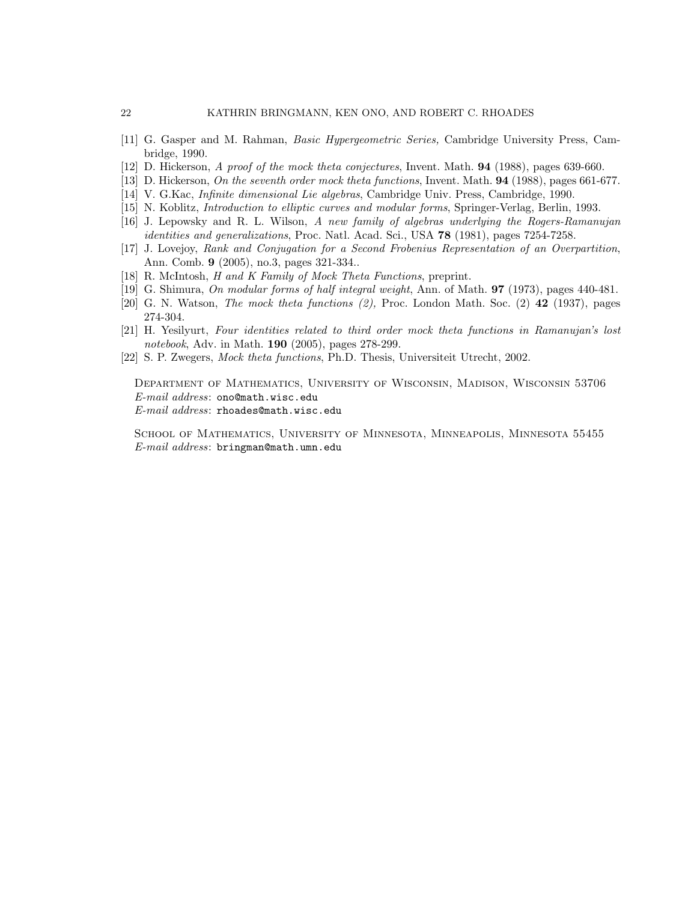[11] G. Gasper and M. Rahman, *Basic Hypergeometric Series,* Cambridge University Press, Cambridge, 1990.

[12] D. Hickerson, *A proof of the mock theta conjectures*, Invent. Math. **94** (1988), pages 639-660.

[13] D. Hickerson, *On the seventh order mock theta functions*, Invent. Math. **94** (1988), pages 661-677.

[14] V. G.Kac, *Infinite dimensional Lie algebras*, Cambridge Univ. Press, Cambridge, 1990.

[15] N. Koblitz, *Introduction to elliptic curves and modular forms*, Springer-Verlag, Berlin, 1993.

[16] J. Lepowsky and R. L. Wilson, *A new family of algebras underlying the Rogers-Ramanujan identities and generalizations*, Proc. Natl. Acad. Sci., USA **78** (1981), pages 7254-7258.

[17] J. Lovejoy, *Rank and Conjugation for a Second Frobenius Representation of an Overpartition*, Ann. Comb. **9** (2005), no.3, pages 321-334..

[18] R. McIntosh, *H and K Family of Mock Theta Functions*, preprint.

[19] G. Shimura, *On modular forms of half integral weight*, Ann. of Math. **97** (1973), pages 440-481.

[20] G. N. Watson, *The mock theta functions (2),* Proc. London Math. Soc. (2) **42** (1937), pages 274-304.

[21] H. Yesilyurt, *Four identities related to third order mock theta functions in Ramanujan's lost notebook*, Adv. in Math. **190** (2005), pages 278-299.

[22] S. P. Zwegers, *Mock theta functions*, Ph.D. Thesis, Universiteit Utrecht, 2002.

Department of Mathematics, University of Wisconsin, Madison, Wisconsin 53706
*E-mail address*: ono@math.wisc.edu
*E-mail address*: rhoades@math.wisc.edu

School of Mathematics, University of Minnesota, Minneapolis, Minnesota 55455
*E-mail address*: bringman@math.umn.edu